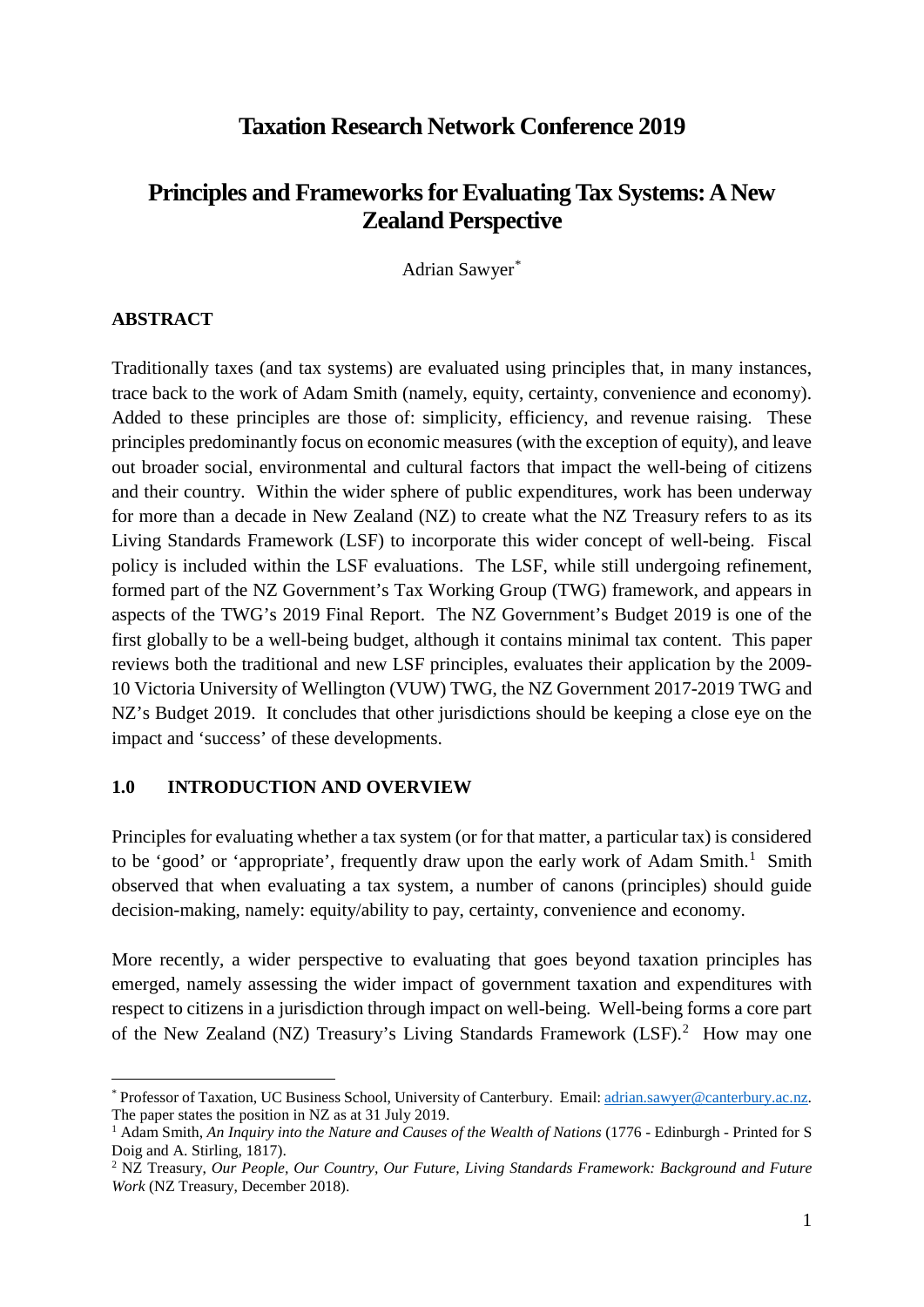# Taxation Research Network Conference 2019

# Principles and Frameworks for Evaluating Tax Systems: A New Zealand Perspective

Adrian Sawyer[*]

## ABSTRACT

Traditionally taxes (and tax systems) are evaluated using principles that, in many instances, trace back to the work of Adam Smith (namely, equity, certainty, convenience and economy). Added to these principles are those of: simplicity, efficiency, and revenue raising. These principles predominantly focus on economic measures (with the exception of equity), and leave out broader social, environmental and cultural factors that impact the well-being of citizens and their country. Within the wider sphere of public expenditures, work has been underway for more than a decade in New Zealand (NZ) to create what the NZ Treasury refers to as its Living Standards Framework (LSF) to incorporate this wider concept of well-being. Fiscal policy is included within the LSF evaluations. The LSF, while still undergoing refinement, formed part of the NZ Government's Tax Working Group (TWG) framework, and appears in aspects of the TWG's 2019 Final Report. The NZ Government's Budget 2019 is one of the first globally to be a well-being budget, although it contains minimal tax content. This paper reviews both the traditional and new LSF principles, evaluates their application by the 2009-10 Victoria University of Wellington (VUW) TWG, the NZ Government 2017-2019 TWG and NZ's Budget 2019. It concludes that other jurisdictions should be keeping a close eye on the impact and 'success' of these developments.

## 1.0 INTRODUCTION AND OVERVIEW

Principles for evaluating whether a tax system (or for that matter, a particular tax) is considered to be 'good' or 'appropriate', frequently draw upon the early work of Adam Smith.[1] Smith observed that when evaluating a tax system, a number of canons (principles) should guide decision-making, namely: equity/ability to pay, certainty, convenience and economy.

More recently, a wider perspective to evaluating that goes beyond taxation principles has emerged, namely assessing the wider impact of government taxation and expenditures with respect to citizens in a jurisdiction through impact on well-being. Well-being forms a core part of the New Zealand (NZ) Treasury's Living Standards Framework (LSF).[2] How may one

---

[*] Professor of Taxation, UC Business School, University of Canterbury. Email: adrian.sawyer@canterbury.ac.nz. The paper states the position in NZ as at 31 July 2019.

[1] Adam Smith, *An Inquiry into the Nature and Causes of the Wealth of Nations* (1776 - Edinburgh - Printed for S Doig and A. Stirling, 1817).

[2] NZ Treasury, *Our People, Our Country, Our Future, Living Standards Framework: Background and Future Work* (NZ Treasury, December 2018).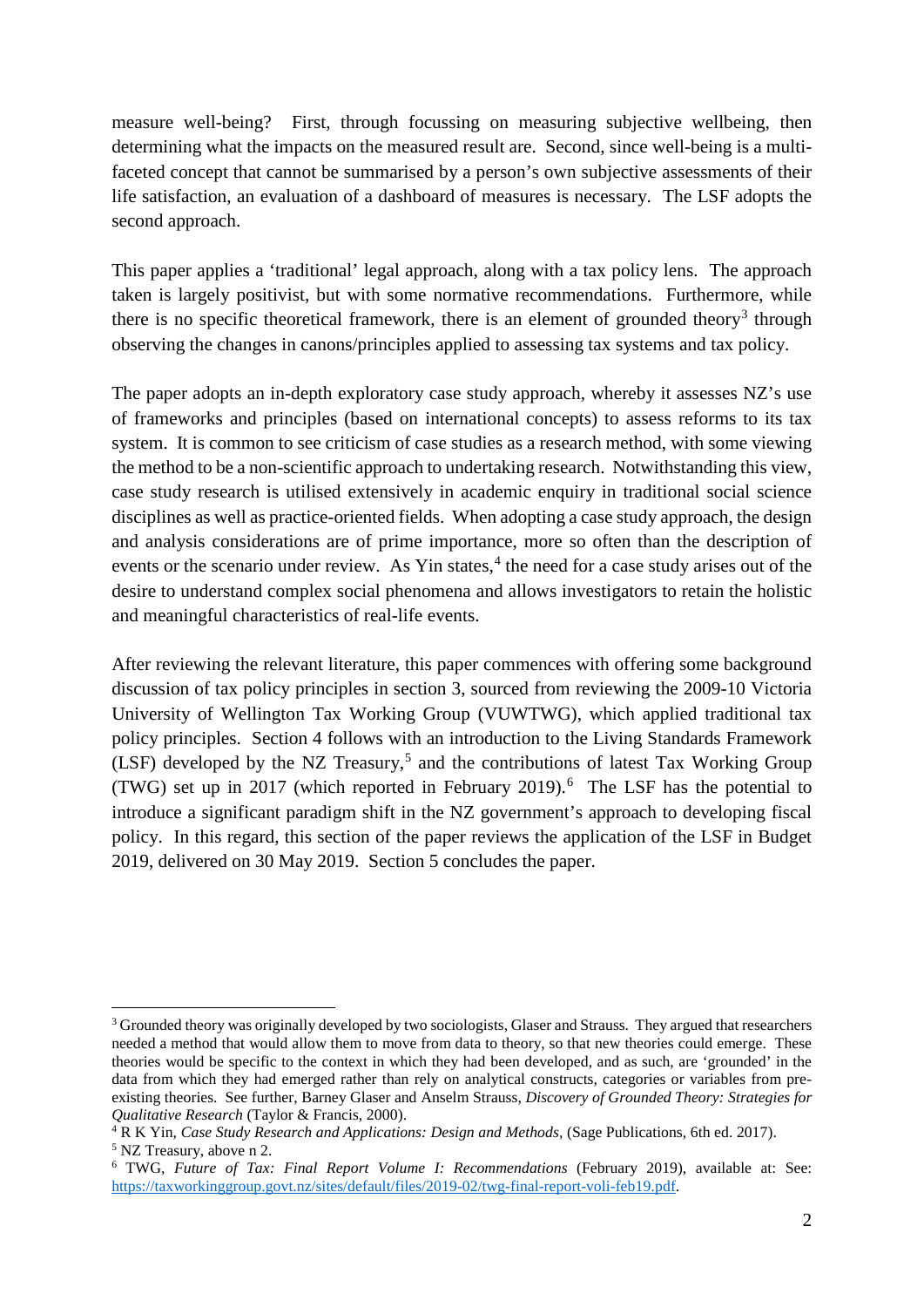measure well-being? First, through focussing on measuring subjective wellbeing, then determining what the impacts on the measured result are. Second, since well-being is a multi-faceted concept that cannot be summarised by a person's own subjective assessments of their life satisfaction, an evaluation of a dashboard of measures is necessary. The LSF adopts the second approach.

This paper applies a 'traditional' legal approach, along with a tax policy lens. The approach taken is largely positivist, but with some normative recommendations. Furthermore, while there is no specific theoretical framework, there is an element of grounded theory[3] through observing the changes in canons/principles applied to assessing tax systems and tax policy.

The paper adopts an in-depth exploratory case study approach, whereby it assesses NZ's use of frameworks and principles (based on international concepts) to assess reforms to its tax system. It is common to see criticism of case studies as a research method, with some viewing the method to be a non-scientific approach to undertaking research. Notwithstanding this view, case study research is utilised extensively in academic enquiry in traditional social science disciplines as well as practice-oriented fields. When adopting a case study approach, the design and analysis considerations are of prime importance, more so often than the description of events or the scenario under review. As Yin states,[4] the need for a case study arises out of the desire to understand complex social phenomena and allows investigators to retain the holistic and meaningful characteristics of real-life events.

After reviewing the relevant literature, this paper commences with offering some background discussion of tax policy principles in section 3, sourced from reviewing the 2009-10 Victoria University of Wellington Tax Working Group (VUWTWG), which applied traditional tax policy principles. Section 4 follows with an introduction to the Living Standards Framework (LSF) developed by the NZ Treasury,[5] and the contributions of latest Tax Working Group (TWG) set up in 2017 (which reported in February 2019).[6] The LSF has the potential to introduce a significant paradigm shift in the NZ government's approach to developing fiscal policy. In this regard, this section of the paper reviews the application of the LSF in Budget 2019, delivered on 30 May 2019. Section 5 concludes the paper.

---

[3] Grounded theory was originally developed by two sociologists, Glaser and Strauss. They argued that researchers needed a method that would allow them to move from data to theory, so that new theories could emerge. These theories would be specific to the context in which they had been developed, and as such, are 'grounded' in the data from which they had emerged rather than rely on analytical constructs, categories or variables from pre-existing theories. See further, Barney Glaser and Anselm Strauss, *Discovery of Grounded Theory: Strategies for Qualitative Research* (Taylor & Francis, 2000).

[4] R K Yin, *Case Study Research and Applications: Design and Methods*, (Sage Publications, 6th ed. 2017).

[5] NZ Treasury, above n 2.

[6] TWG, *Future of Tax: Final Report Volume I: Recommendations* (February 2019), available at: See: https://taxworkinggroup.govt.nz/sites/default/files/2019-02/twg-final-report-voli-feb19.pdf.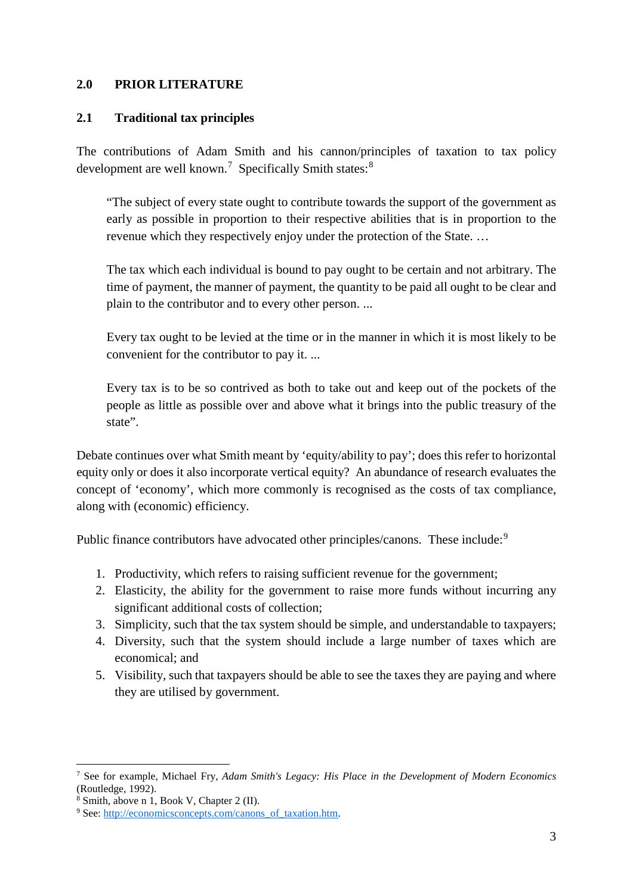## 2.0 PRIOR LITERATURE

### 2.1 Traditional tax principles

The contributions of Adam Smith and his cannon/principles of taxation to tax policy development are well known.[7] Specifically Smith states:[8]

> "The subject of every state ought to contribute towards the support of the government as early as possible in proportion to their respective abilities that is in proportion to the revenue which they respectively enjoy under the protection of the State. …
>
> The tax which each individual is bound to pay ought to be certain and not arbitrary. The time of payment, the manner of payment, the quantity to be paid all ought to be clear and plain to the contributor and to every other person. ...
>
> Every tax ought to be levied at the time or in the manner in which it is most likely to be convenient for the contributor to pay it. ...
>
> Every tax is to be so contrived as both to take out and keep out of the pockets of the people as little as possible over and above what it brings into the public treasury of the state".

Debate continues over what Smith meant by 'equity/ability to pay'; does this refer to horizontal equity only or does it also incorporate vertical equity? An abundance of research evaluates the concept of 'economy', which more commonly is recognised as the costs of tax compliance, along with (economic) efficiency.

Public finance contributors have advocated other principles/canons. These include:[9]

1. Productivity, which refers to raising sufficient revenue for the government;
2. Elasticity, the ability for the government to raise more funds without incurring any significant additional costs of collection;
3. Simplicity, such that the tax system should be simple, and understandable to taxpayers;
4. Diversity, such that the system should include a large number of taxes which are economical; and
5. Visibility, such that taxpayers should be able to see the taxes they are paying and where they are utilised by government.

---

[7] See for example, Michael Fry, *Adam Smith's Legacy: His Place in the Development of Modern Economics* (Routledge, 1992).

[8] Smith, above n 1, Book V, Chapter 2 (II).

[9] See: http://economicsconcepts.com/canons_of_taxation.htm.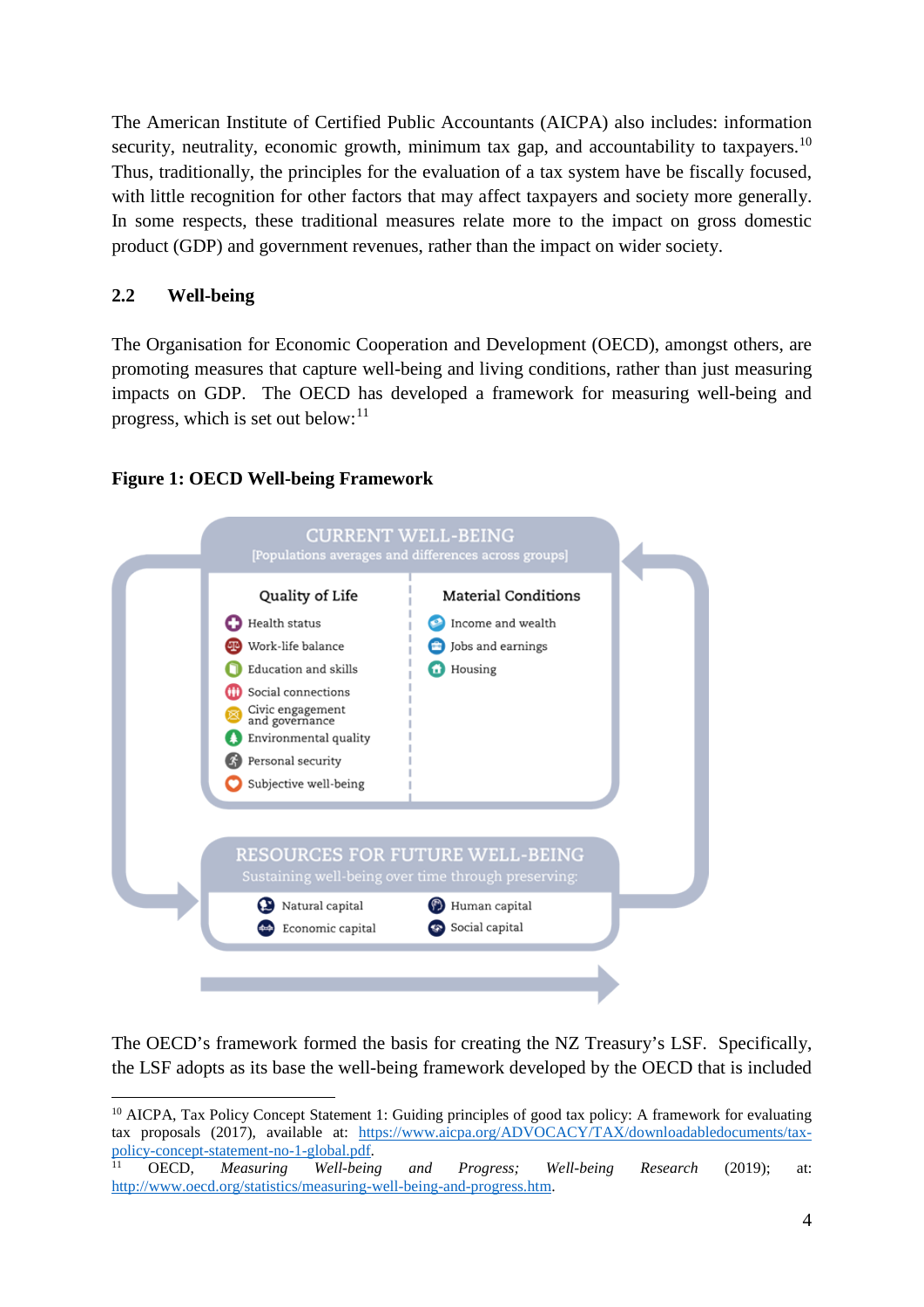The American Institute of Certified Public Accountants (AICPA) also includes: information security, neutrality, economic growth, minimum tax gap, and accountability to taxpayers.[10] Thus, traditionally, the principles for the evaluation of a tax system have be fiscally focused, with little recognition for other factors that may affect taxpayers and society more generally. In some respects, these traditional measures relate more to the impact on gross domestic product (GDP) and government revenues, rather than the impact on wider society.

## 2.2 Well-being

The Organisation for Economic Cooperation and Development (OECD), amongst others, are promoting measures that capture well-being and living conditions, rather than just measuring impacts on GDP. The OECD has developed a framework for measuring well-being and progress, which is set out below:[11]

**Figure 1: OECD Well-being Framework**

CURRENT WELL-BEING
[Populations averages and differences across groups]

Quality of Life
- Health status
- Work-life balance
- Education and skills
- Social connections
- Civic engagement and governance
- Environmental quality
- Personal security
- Subjective well-being

Material Conditions
- Income and wealth
- Jobs and earnings
- Housing

RESOURCES FOR FUTURE WELL-BEING
Sustaining well-being over time through preserving:
- Natural capital
- Economic capital
- Human capital
- Social capital

The OECD's framework formed the basis for creating the NZ Treasury's LSF. Specifically, the LSF adopts as its base the well-being framework developed by the OECD that is included

---

[10] AICPA, Tax Policy Concept Statement 1: Guiding principles of good tax policy: A framework for evaluating tax proposals (2017), available at: https://www.aicpa.org/ADVOCACY/TAX/downloadabledocuments/tax-policy-concept-statement-no-1-global.pdf.

[11] OECD, *Measuring Well-being and Progress; Well-being Research* (2019); at: http://www.oecd.org/statistics/measuring-well-being-and-progress.htm.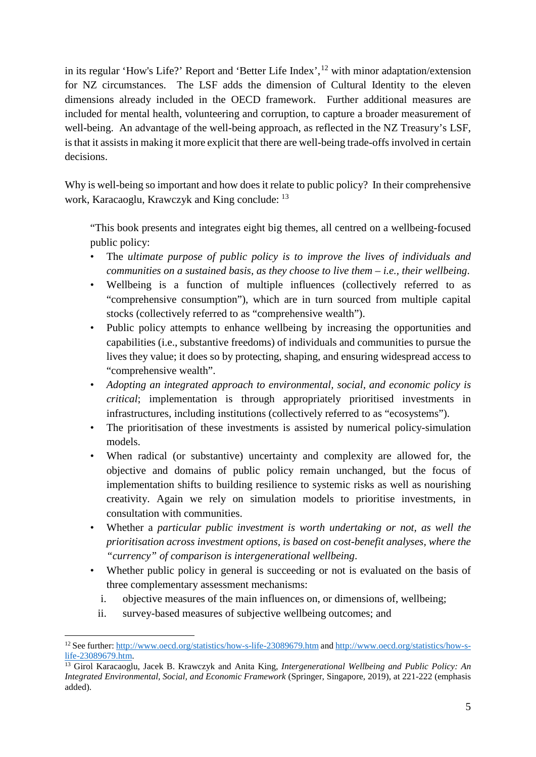in its regular 'How's Life?' Report and 'Better Life Index',[12] with minor adaptation/extension for NZ circumstances. The LSF adds the dimension of Cultural Identity to the eleven dimensions already included in the OECD framework. Further additional measures are included for mental health, volunteering and corruption, to capture a broader measurement of well-being. An advantage of the well-being approach, as reflected in the NZ Treasury's LSF, is that it assists in making it more explicit that there are well-being trade-offs involved in certain decisions.

Why is well-being so important and how does it relate to public policy? In their comprehensive work, Karacaoglu, Krawczyk and King conclude: [13]

> "This book presents and integrates eight big themes, all centred on a wellbeing-focused public policy:
>
> - The *ultimate purpose of public policy is to improve the lives of individuals and communities on a sustained basis, as they choose to live them – i.e., their wellbeing*.
> - Wellbeing is a function of multiple influences (collectively referred to as "comprehensive consumption"), which are in turn sourced from multiple capital stocks (collectively referred to as "comprehensive wealth").
> - Public policy attempts to enhance wellbeing by increasing the opportunities and capabilities (i.e., substantive freedoms) of individuals and communities to pursue the lives they value; it does so by protecting, shaping, and ensuring widespread access to "comprehensive wealth".
> - *Adopting an integrated approach to environmental, social, and economic policy is critical*; implementation is through appropriately prioritised investments in infrastructures, including institutions (collectively referred to as "ecosystems").
> - The prioritisation of these investments is assisted by numerical policy-simulation models.
> - When radical (or substantive) uncertainty and complexity are allowed for, the objective and domains of public policy remain unchanged, but the focus of implementation shifts to building resilience to systemic risks as well as nourishing creativity. Again we rely on simulation models to prioritise investments, in consultation with communities.
> - Whether a *particular public investment is worth undertaking or not, as well the prioritisation across investment options, is based on cost-benefit analyses, where the "currency" of comparison is intergenerational wellbeing*.
> - Whether public policy in general is succeeding or not is evaluated on the basis of three complementary assessment mechanisms:
>   1. objective measures of the main influences on, or dimensions of, wellbeing;
>   2. survey-based measures of subjective wellbeing outcomes; and

---

[12] See further: http://www.oecd.org/statistics/how-s-life-23089679.htm and http://www.oecd.org/statistics/how-s-life-23089679.htm.

[13] Girol Karacaoglu, Jacek B. Krawczyk and Anita King, *Intergenerational Wellbeing and Public Policy: An Integrated Environmental, Social, and Economic Framework* (Springer, Singapore, 2019), at 221-222 (emphasis added).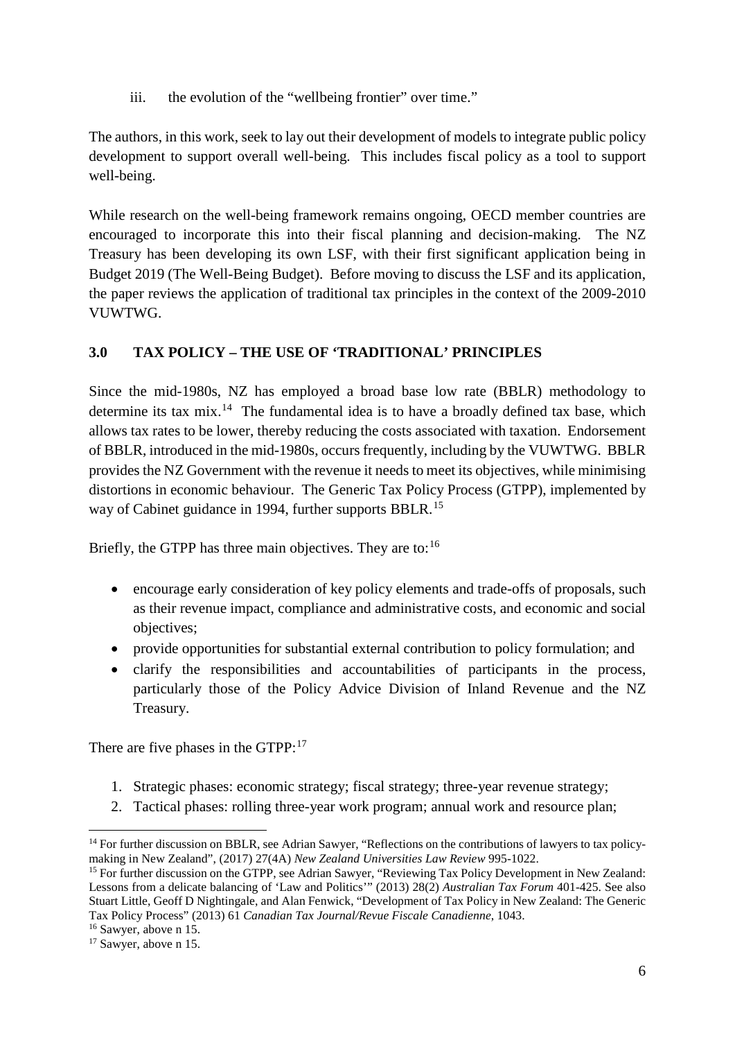iii. the evolution of the "wellbeing frontier" over time."

The authors, in this work, seek to lay out their development of models to integrate public policy development to support overall well-being. This includes fiscal policy as a tool to support well-being.

While research on the well-being framework remains ongoing, OECD member countries are encouraged to incorporate this into their fiscal planning and decision-making. The NZ Treasury has been developing its own LSF, with their first significant application being in Budget 2019 (The Well-Being Budget). Before moving to discuss the LSF and its application, the paper reviews the application of traditional tax principles in the context of the 2009-2010 VUWTWG.

## 3.0 TAX POLICY – THE USE OF 'TRADITIONAL' PRINCIPLES

Since the mid-1980s, NZ has employed a broad base low rate (BBLR) methodology to determine its tax mix.[14] The fundamental idea is to have a broadly defined tax base, which allows tax rates to be lower, thereby reducing the costs associated with taxation. Endorsement of BBLR, introduced in the mid-1980s, occurs frequently, including by the VUWTWG. BBLR provides the NZ Government with the revenue it needs to meet its objectives, while minimising distortions in economic behaviour. The Generic Tax Policy Process (GTPP), implemented by way of Cabinet guidance in 1994, further supports BBLR.[15]

Briefly, the GTPP has three main objectives. They are to:[16]

- encourage early consideration of key policy elements and trade-offs of proposals, such as their revenue impact, compliance and administrative costs, and economic and social objectives;
- provide opportunities for substantial external contribution to policy formulation; and
- clarify the responsibilities and accountabilities of participants in the process, particularly those of the Policy Advice Division of Inland Revenue and the NZ Treasury.

There are five phases in the GTPP:[17]

1. Strategic phases: economic strategy; fiscal strategy; three-year revenue strategy;
2. Tactical phases: rolling three-year work program; annual work and resource plan;

---

[14] For further discussion on BBLR, see Adrian Sawyer, "Reflections on the contributions of lawyers to tax policy-making in New Zealand", (2017) 27(4A) *New Zealand Universities Law Review* 995-1022.

[15] For further discussion on the GTPP, see Adrian Sawyer, "Reviewing Tax Policy Development in New Zealand: Lessons from a delicate balancing of 'Law and Politics'" (2013) 28(2) *Australian Tax Forum* 401-425. See also Stuart Little, Geoff D Nightingale, and Alan Fenwick, "Development of Tax Policy in New Zealand: The Generic Tax Policy Process" (2013) 61 *Canadian Tax Journal/Revue Fiscale Canadienne*, 1043.

[16] Sawyer, above n 15.

[17] Sawyer, above n 15.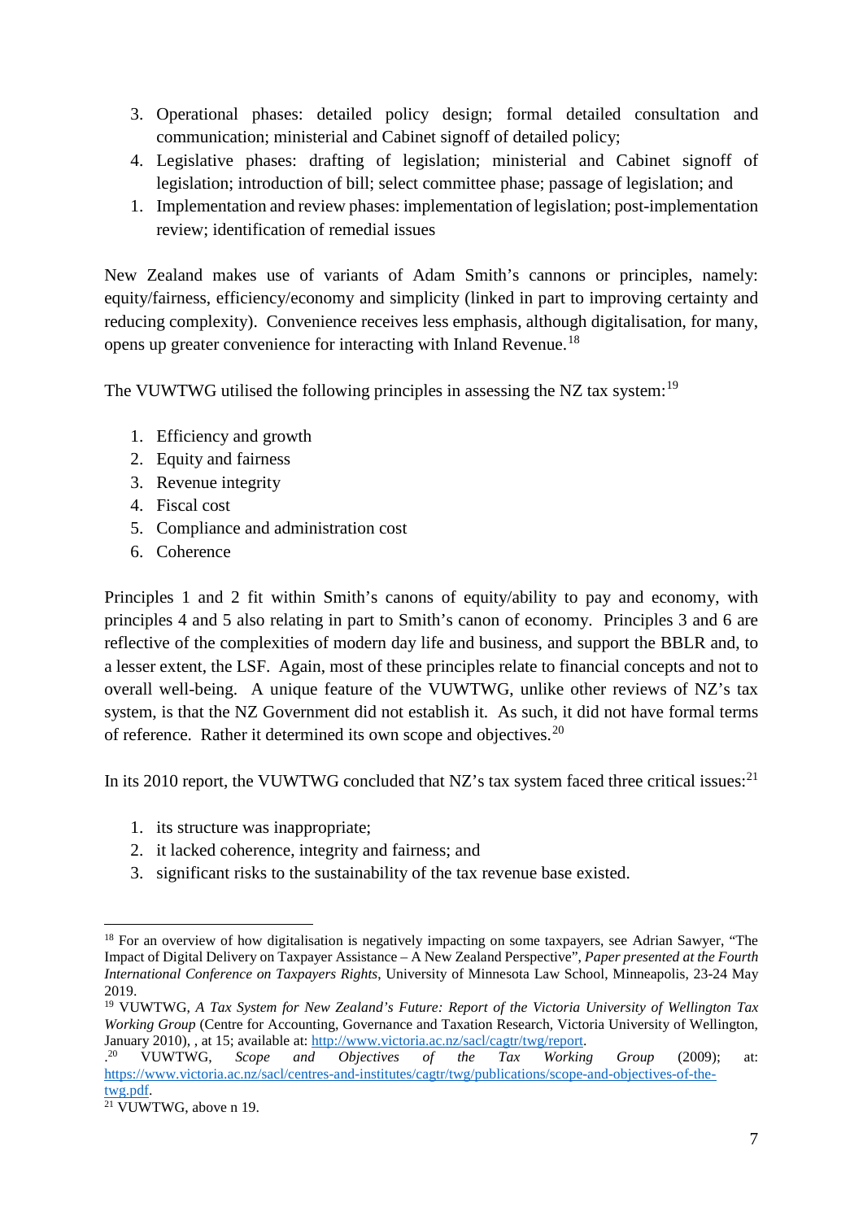3. Operational phases: detailed policy design; formal detailed consultation and communication; ministerial and Cabinet signoff of detailed policy;
4. Legislative phases: drafting of legislation; ministerial and Cabinet signoff of legislation; introduction of bill; select committee phase; passage of legislation; and
1. Implementation and review phases: implementation of legislation; post-implementation review; identification of remedial issues

New Zealand makes use of variants of Adam Smith's cannons or principles, namely: equity/fairness, efficiency/economy and simplicity (linked in part to improving certainty and reducing complexity). Convenience receives less emphasis, although digitalisation, for many, opens up greater convenience for interacting with Inland Revenue.[18]

The VUWTWG utilised the following principles in assessing the NZ tax system:[19]

1. Efficiency and growth
2. Equity and fairness
3. Revenue integrity
4. Fiscal cost
5. Compliance and administration cost
6. Coherence

Principles 1 and 2 fit within Smith's canons of equity/ability to pay and economy, with principles 4 and 5 also relating in part to Smith's canon of economy. Principles 3 and 6 are reflective of the complexities of modern day life and business, and support the BBLR and, to a lesser extent, the LSF. Again, most of these principles relate to financial concepts and not to overall well-being. A unique feature of the VUWTWG, unlike other reviews of NZ's tax system, is that the NZ Government did not establish it. As such, it did not have formal terms of reference. Rather it determined its own scope and objectives.[20]

In its 2010 report, the VUWTWG concluded that NZ's tax system faced three critical issues:[21]

1. its structure was inappropriate;
2. it lacked coherence, integrity and fairness; and
3. significant risks to the sustainability of the tax revenue base existed.

---

[18] For an overview of how digitalisation is negatively impacting on some taxpayers, see Adrian Sawyer, "The Impact of Digital Delivery on Taxpayer Assistance – A New Zealand Perspective", *Paper presented at the Fourth International Conference on Taxpayers Rights*, University of Minnesota Law School, Minneapolis, 23-24 May 2019.

[19] VUWTWG, *A Tax System for New Zealand's Future: Report of the Victoria University of Wellington Tax Working Group* (Centre for Accounting, Governance and Taxation Research, Victoria University of Wellington, January 2010), , at 15; available at: http://www.victoria.ac.nz/sacl/cagtr/twg/report.

.[20] VUWTWG, *Scope and Objectives of the Tax Working Group* (2009); at: https://www.victoria.ac.nz/sacl/centres-and-institutes/cagtr/twg/publications/scope-and-objectives-of-the-twg.pdf.

[21] VUWTWG, above n 19.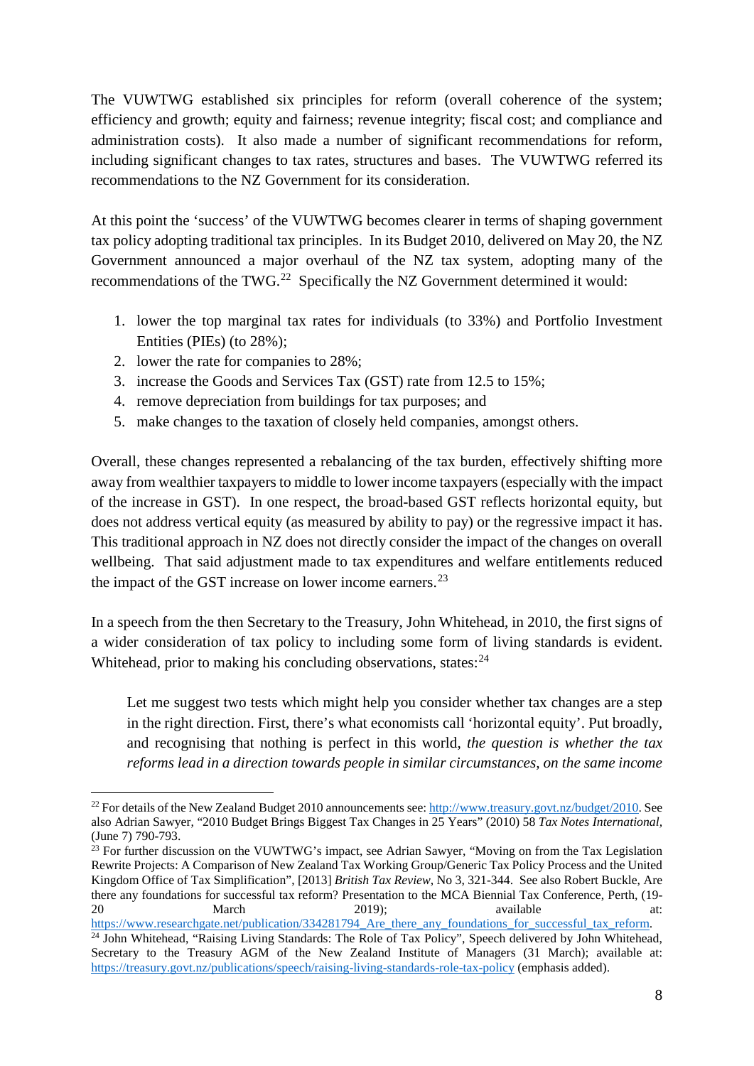The VUWTWG established six principles for reform (overall coherence of the system; efficiency and growth; equity and fairness; revenue integrity; fiscal cost; and compliance and administration costs). It also made a number of significant recommendations for reform, including significant changes to tax rates, structures and bases. The VUWTWG referred its recommendations to the NZ Government for its consideration.

At this point the 'success' of the VUWTWG becomes clearer in terms of shaping government tax policy adopting traditional tax principles. In its Budget 2010, delivered on May 20, the NZ Government announced a major overhaul of the NZ tax system, adopting many of the recommendations of the TWG.[22] Specifically the NZ Government determined it would:

1. lower the top marginal tax rates for individuals (to 33%) and Portfolio Investment Entities (PIEs) (to 28%);
2. lower the rate for companies to 28%;
3. increase the Goods and Services Tax (GST) rate from 12.5 to 15%;
4. remove depreciation from buildings for tax purposes; and
5. make changes to the taxation of closely held companies, amongst others.

Overall, these changes represented a rebalancing of the tax burden, effectively shifting more away from wealthier taxpayers to middle to lower income taxpayers (especially with the impact of the increase in GST). In one respect, the broad-based GST reflects horizontal equity, but does not address vertical equity (as measured by ability to pay) or the regressive impact it has. This traditional approach in NZ does not directly consider the impact of the changes on overall wellbeing. That said adjustment made to tax expenditures and welfare entitlements reduced the impact of the GST increase on lower income earners.[23]

In a speech from the then Secretary to the Treasury, John Whitehead, in 2010, the first signs of a wider consideration of tax policy to including some form of living standards is evident. Whitehead, prior to making his concluding observations, states:[24]

> Let me suggest two tests which might help you consider whether tax changes are a step in the right direction. First, there's what economists call 'horizontal equity'. Put broadly, and recognising that nothing is perfect in this world, *the question is whether the tax reforms lead in a direction towards people in similar circumstances, on the same income*

---

[22] For details of the New Zealand Budget 2010 announcements see: http://www.treasury.govt.nz/budget/2010. See also Adrian Sawyer, "2010 Budget Brings Biggest Tax Changes in 25 Years" (2010) 58 *Tax Notes International*, (June 7) 790-793.

[23] For further discussion on the VUWTWG's impact, see Adrian Sawyer, "Moving on from the Tax Legislation Rewrite Projects: A Comparison of New Zealand Tax Working Group/Generic Tax Policy Process and the United Kingdom Office of Tax Simplification", [2013] *British Tax Review*, No 3, 321-344. See also Robert Buckle, Are there any foundations for successful tax reform? Presentation to the MCA Biennial Tax Conference, Perth, (19-20 March 2019); available at: https://www.researchgate.net/publication/334281794_Are_there_any_foundations_for_successful_tax_reform.

[24] John Whitehead, "Raising Living Standards: The Role of Tax Policy", Speech delivered by John Whitehead, Secretary to the Treasury AGM of the New Zealand Institute of Managers (31 March); available at: https://treasury.govt.nz/publications/speech/raising-living-standards-role-tax-policy (emphasis added).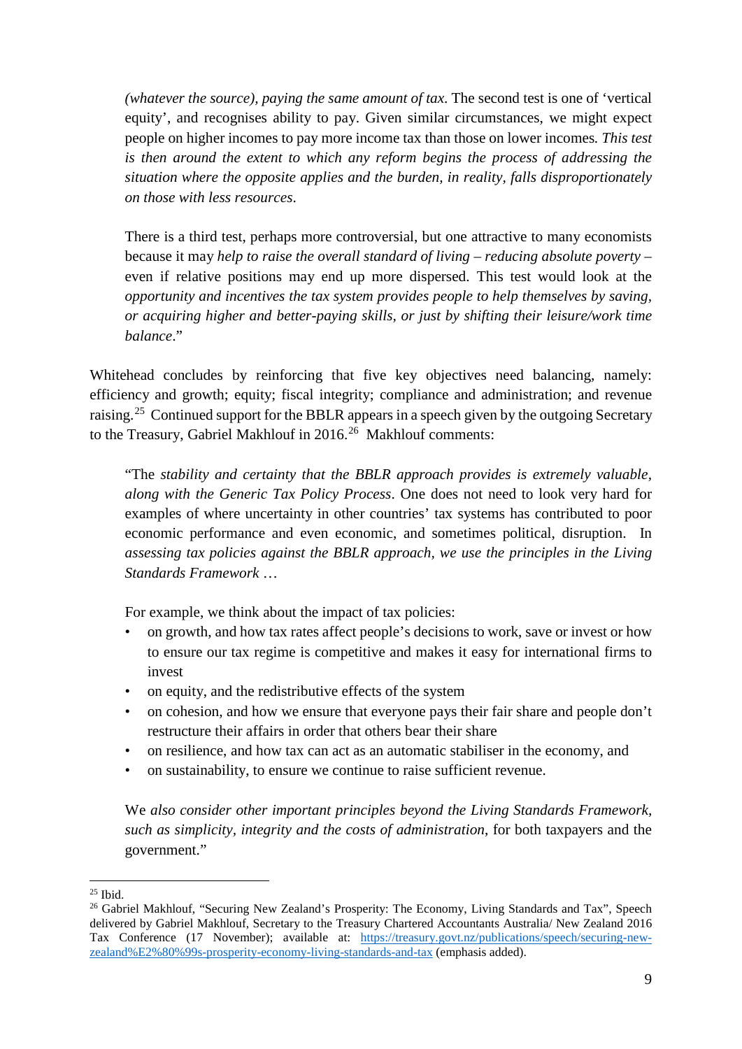> *(whatever the source), paying the same amount of tax*. The second test is one of 'vertical equity', and recognises ability to pay. Given similar circumstances, we might expect people on higher incomes to pay more income tax than those on lower incomes. *This test is then around the extent to which any reform begins the process of addressing the situation where the opposite applies and the burden, in reality, falls disproportionately on those with less resources*.
>
> There is a third test, perhaps more controversial, but one attractive to many economists because it may *help to raise the overall standard of living – reducing absolute poverty –* even if relative positions may end up more dispersed. This test would look at the *opportunity and incentives the tax system provides people to help themselves by saving, or acquiring higher and better-paying skills, or just by shifting their leisure/work time balance*."

Whitehead concludes by reinforcing that five key objectives need balancing, namely: efficiency and growth; equity; fiscal integrity; compliance and administration; and revenue raising.[25] Continued support for the BBLR appears in a speech given by the outgoing Secretary to the Treasury, Gabriel Makhlouf in 2016.[26] Makhlouf comments:

> "The *stability and certainty that the BBLR approach provides is extremely valuable, along with the Generic Tax Policy Process*. One does not need to look very hard for examples of where uncertainty in other countries' tax systems has contributed to poor economic performance and even economic, and sometimes political, disruption. In *assessing tax policies against the BBLR approach, we use the principles in the Living Standards Framework* …
>
> For example, we think about the impact of tax policies:
>
> - on growth, and how tax rates affect people's decisions to work, save or invest or how to ensure our tax regime is competitive and makes it easy for international firms to invest
> - on equity, and the redistributive effects of the system
> - on cohesion, and how we ensure that everyone pays their fair share and people don't restructure their affairs in order that others bear their share
> - on resilience, and how tax can act as an automatic stabiliser in the economy, and
> - on sustainability, to ensure we continue to raise sufficient revenue.
>
> We *also consider other important principles beyond the Living Standards Framework, such as simplicity, integrity and the costs of administration*, for both taxpayers and the government."

---

[25] Ibid.

[26] Gabriel Makhlouf, "Securing New Zealand's Prosperity: The Economy, Living Standards and Tax", Speech delivered by Gabriel Makhlouf, Secretary to the Treasury Chartered Accountants Australia/ New Zealand 2016 Tax Conference (17 November); available at: [https://treasury.govt.nz/publications/speech/securing-new-zealand%E2%80%99s-prosperity-economy-living-standards-and-tax](https://treasury.govt.nz/publications/speech/securing-new-zealand%E2%80%99s-prosperity-economy-living-standards-and-tax) (emphasis added).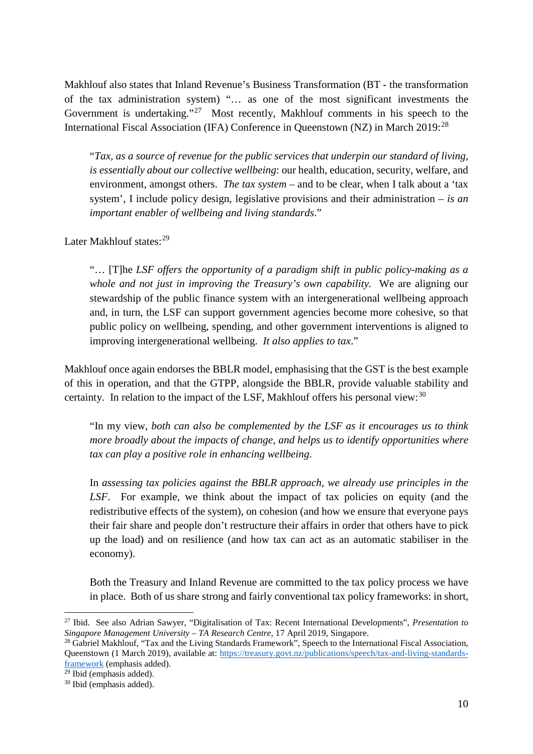Makhlouf also states that Inland Revenue's Business Transformation (BT - the transformation of the tax administration system) "… as one of the most significant investments the Government is undertaking."[27] Most recently, Makhlouf comments in his speech to the International Fiscal Association (IFA) Conference in Queenstown (NZ) in March 2019:[28]

> "*Tax, as a source of revenue for the public services that underpin our standard of living, is essentially about our collective wellbeing*: our health, education, security, welfare, and environment, amongst others. *The tax system* – and to be clear, when I talk about a 'tax system', I include policy design, legislative provisions and their administration – *is an important enabler of wellbeing and living standards*."

Later Makhlouf states:[29]

> "… [T]he *LSF offers the opportunity of a paradigm shift in public policy-making as a whole and not just in improving the Treasury's own capability.* We are aligning our stewardship of the public finance system with an intergenerational wellbeing approach and, in turn, the LSF can support government agencies become more cohesive, so that public policy on wellbeing, spending, and other government interventions is aligned to improving intergenerational wellbeing. *It also applies to tax*."

Makhlouf once again endorses the BBLR model, emphasising that the GST is the best example of this in operation, and that the GTPP, alongside the BBLR, provide valuable stability and certainty. In relation to the impact of the LSF, Makhlouf offers his personal view:[30]

> "In my view, *both can also be complemented by the LSF as it encourages us to think more broadly about the impacts of change, and helps us to identify opportunities where tax can play a positive role in enhancing wellbeing.*
>
> In *assessing tax policies against the BBLR approach, we already use principles in the LSF*. For example, we think about the impact of tax policies on equity (and the redistributive effects of the system), on cohesion (and how we ensure that everyone pays their fair share and people don't restructure their affairs in order that others have to pick up the load) and on resilience (and how tax can act as an automatic stabiliser in the economy).
>
> Both the Treasury and Inland Revenue are committed to the tax policy process we have in place. Both of us share strong and fairly conventional tax policy frameworks: in short,

---

[27] Ibid. See also Adrian Sawyer, "Digitalisation of Tax: Recent International Developments", *Presentation to Singapore Management University – TA Research Centre*, 17 April 2019, Singapore.

[28] Gabriel Makhlouf, "Tax and the Living Standards Framework", Speech to the International Fiscal Association, Queenstown (1 March 2019), available at: [https://treasury.govt.nz/publications/speech/tax-and-living-standards-framework](https://treasury.govt.nz/publications/speech/tax-and-living-standards-framework) (emphasis added).

[29] Ibid (emphasis added).

[30] Ibid (emphasis added).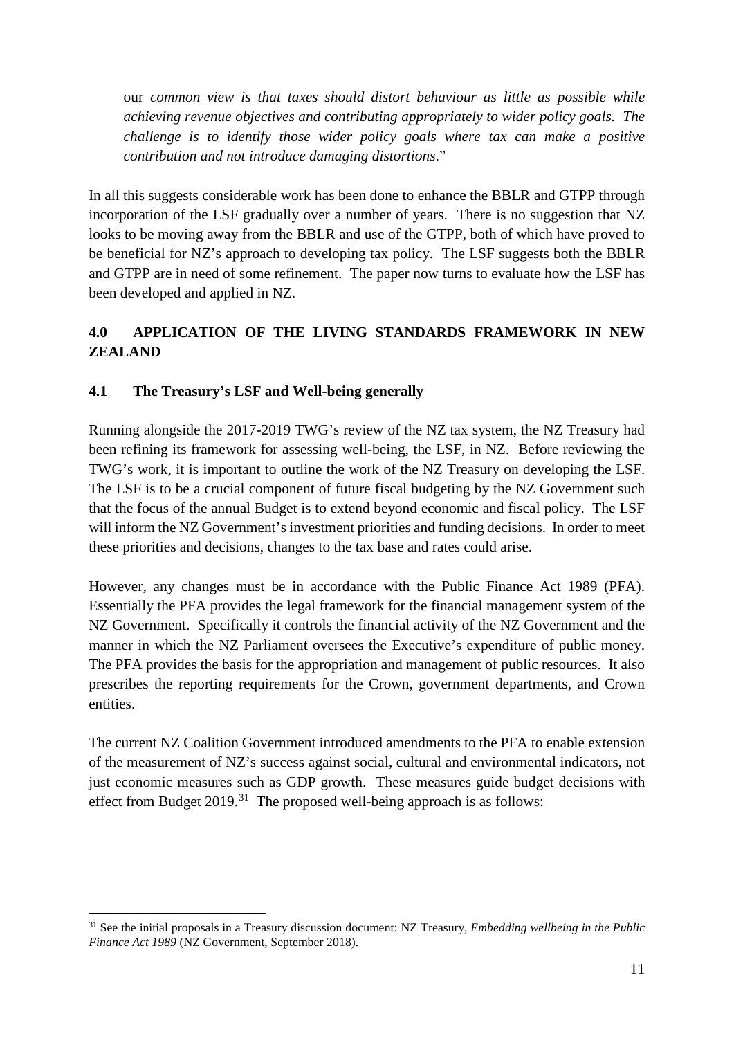our *common view is that taxes should distort behaviour as little as possible while achieving revenue objectives and contributing appropriately to wider policy goals. The challenge is to identify those wider policy goals where tax can make a positive contribution and not introduce damaging distortions*."

In all this suggests considerable work has been done to enhance the BBLR and GTPP through incorporation of the LSF gradually over a number of years. There is no suggestion that NZ looks to be moving away from the BBLR and use of the GTPP, both of which have proved to be beneficial for NZ's approach to developing tax policy. The LSF suggests both the BBLR and GTPP are in need of some refinement. The paper now turns to evaluate how the LSF has been developed and applied in NZ.

## 4.0 APPLICATION OF THE LIVING STANDARDS FRAMEWORK IN NEW ZEALAND

### 4.1 The Treasury's LSF and Well-being generally

Running alongside the 2017-2019 TWG's review of the NZ tax system, the NZ Treasury had been refining its framework for assessing well-being, the LSF, in NZ. Before reviewing the TWG's work, it is important to outline the work of the NZ Treasury on developing the LSF. The LSF is to be a crucial component of future fiscal budgeting by the NZ Government such that the focus of the annual Budget is to extend beyond economic and fiscal policy. The LSF will inform the NZ Government's investment priorities and funding decisions. In order to meet these priorities and decisions, changes to the tax base and rates could arise.

However, any changes must be in accordance with the Public Finance Act 1989 (PFA). Essentially the PFA provides the legal framework for the financial management system of the NZ Government. Specifically it controls the financial activity of the NZ Government and the manner in which the NZ Parliament oversees the Executive's expenditure of public money. The PFA provides the basis for the appropriation and management of public resources. It also prescribes the reporting requirements for the Crown, government departments, and Crown entities.

The current NZ Coalition Government introduced amendments to the PFA to enable extension of the measurement of NZ's success against social, cultural and environmental indicators, not just economic measures such as GDP growth. These measures guide budget decisions with effect from Budget 2019.[31] The proposed well-being approach is as follows:

---

[31] See the initial proposals in a Treasury discussion document: NZ Treasury, *Embedding wellbeing in the Public Finance Act 1989* (NZ Government, September 2018).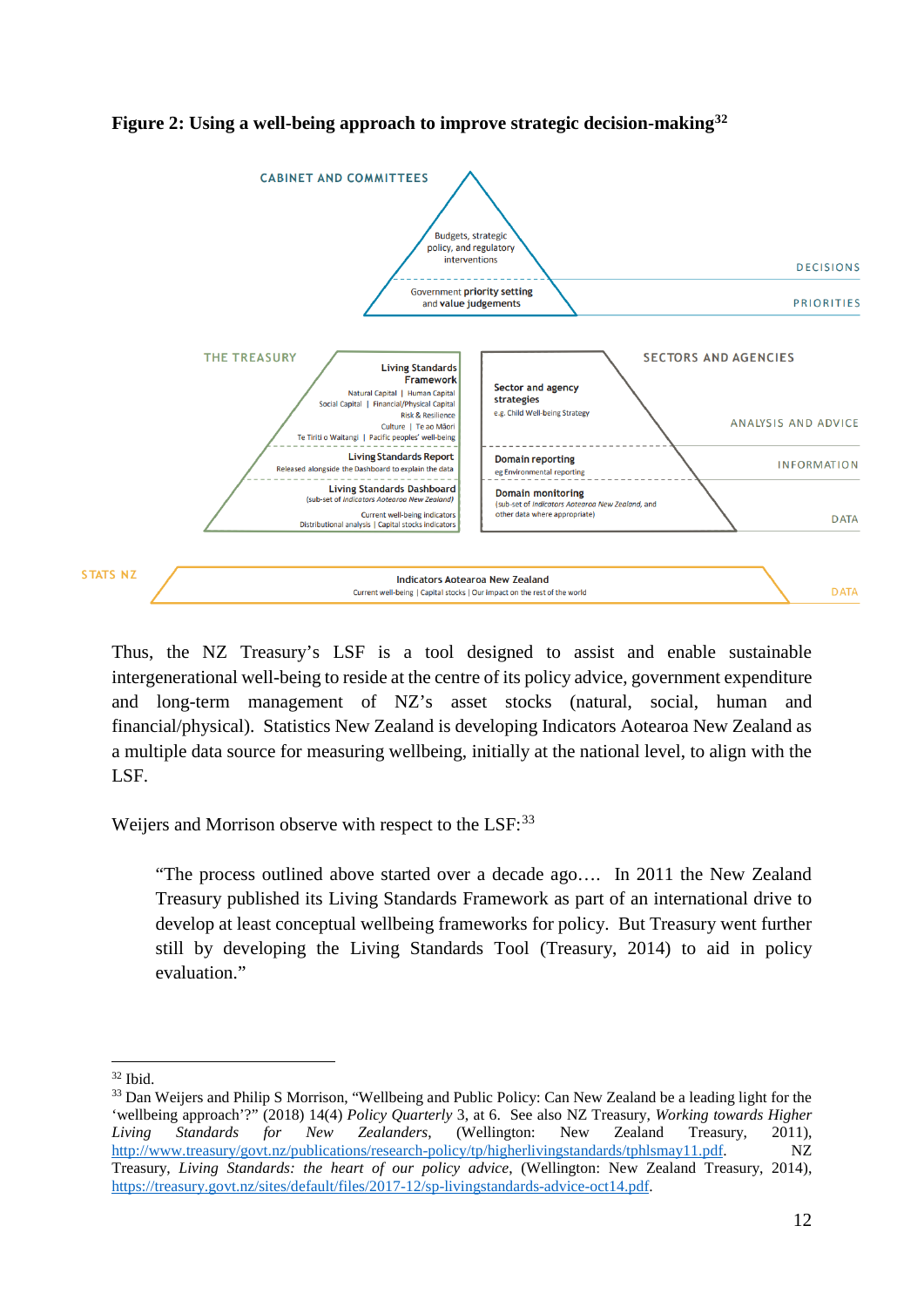**Figure 2: Using a well-being approach to improve strategic decision-making**[32]

CABINET AND COMMITTEES

Budgets, strategic policy, and regulatory interventions

DECISIONS

Government priority setting and value judgements

PRIORITIES

THE TREASURY

Living Standards Framework

Natural Capital | Human Capital
Social Capital | Financial/Physical Capital
Risk & Resilience
Culture | Te ao Māori
Te Tiriti o Waitangi | Pacific peoples' well-being

Living Standards Report
Released alongside the Dashboard to explain the data

Living Standards Dashboard
(sub-set of *Indicators Aotearoa New Zealand*)
Current well-being indicators
Distributional analysis | Capital stocks indicators

SECTORS AND AGENCIES

Sector and agency strategies
e.g. Child Well-being Strategy

ANALYSIS AND ADVICE

Domain reporting
eg Environmental reporting

INFORMATION

Domain monitoring
(sub-set of *Indicators Aotearoa New Zealand*, and other data where appropriate)

DATA

STATS NZ

Indicators Aotearoa New Zealand
Current well-being | Capital stocks | Our impact on the rest of the world

DATA

Thus, the NZ Treasury's LSF is a tool designed to assist and enable sustainable intergenerational well-being to reside at the centre of its policy advice, government expenditure and long-term management of NZ's asset stocks (natural, social, human and financial/physical). Statistics New Zealand is developing Indicators Aotearoa New Zealand as a multiple data source for measuring wellbeing, initially at the national level, to align with the LSF.

Weijers and Morrison observe with respect to the LSF:[33]

> "The process outlined above started over a decade ago.... In 2011 the New Zealand Treasury published its Living Standards Framework as part of an international drive to develop at least conceptual wellbeing frameworks for policy. But Treasury went further still by developing the Living Standards Tool (Treasury, 2014) to aid in policy evaluation."

---

[32] Ibid.

[33] Dan Weijers and Philip S Morrison, "Wellbeing and Public Policy: Can New Zealand be a leading light for the 'wellbeing approach'?" (2018) 14(4) *Policy Quarterly* 3, at 6. See also NZ Treasury, *Working towards Higher Living Standards for New Zealanders*, (Wellington: New Zealand Treasury, 2011), http://www.treasury/govt.nz/publications/research-policy/tp/higherlivingstandards/tphlsmay11.pdf. NZ Treasury, *Living Standards: the heart of our policy advice*, (Wellington: New Zealand Treasury, 2014), https://treasury.govt.nz/sites/default/files/2017-12/sp-livingstandards-advice-oct14.pdf.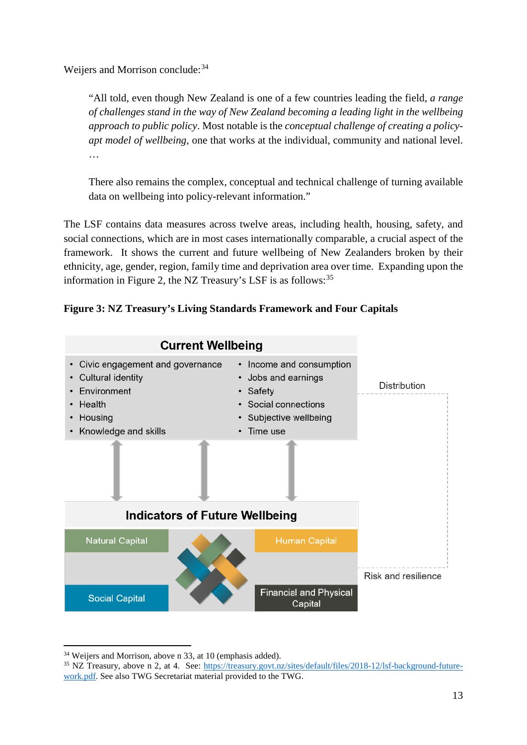Weijers and Morrison conclude:[34]

> "All told, even though New Zealand is one of a few countries leading the field, *a range of challenges stand in the way of New Zealand becoming a leading light in the wellbeing approach to public policy*. Most notable is the *conceptual challenge of creating a policy-apt model of wellbeing*, one that works at the individual, community and national level. …
>
> There also remains the complex, conceptual and technical challenge of turning available data on wellbeing into policy-relevant information."

The LSF contains data measures across twelve areas, including health, housing, safety, and social connections, which are in most cases internationally comparable, a crucial aspect of the framework. It shows the current and future wellbeing of New Zealanders broken by their ethnicity, age, gender, region, family time and deprivation area over time. Expanding upon the information in Figure 2, the NZ Treasury's LSF is as follows:[35]

**Figure 3: NZ Treasury's Living Standards Framework and Four Capitals**

**Current Wellbeing**

- Civic engagement and governance
- Cultural identity
- Environment
- Health
- Housing
- Knowledge and skills
- Income and consumption
- Jobs and earnings
- Safety
- Social connections
- Subjective wellbeing
- Time use

Distribution

**Indicators of Future Wellbeing**

Natural Capital | Human Capital | Social Capital | Financial and Physical Capital

Risk and resilience

---

[34] Weijers and Morrison, above n 33, at 10 (emphasis added).

[35] NZ Treasury, above n 2, at 4. See: https://treasury.govt.nz/sites/default/files/2018-12/lsf-background-future-work.pdf. See also TWG Secretariat material provided to the TWG.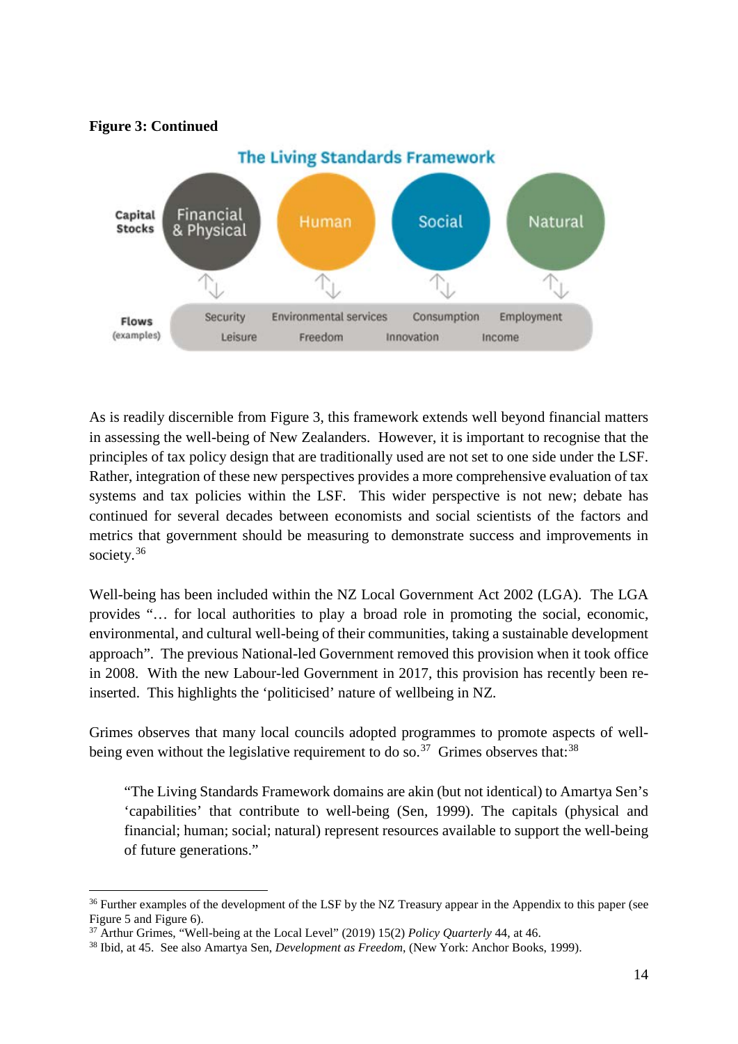**Figure 3: Continued**

The Living Standards Framework

Capital Stocks: Financial & Physical | Human | Social | Natural

Flows (examples): Security, Leisure, Environmental services, Freedom, Consumption, Innovation, Employment, Income

As is readily discernible from Figure 3, this framework extends well beyond financial matters in assessing the well-being of New Zealanders. However, it is important to recognise that the principles of tax policy design that are traditionally used are not set to one side under the LSF. Rather, integration of these new perspectives provides a more comprehensive evaluation of tax systems and tax policies within the LSF. This wider perspective is not new; debate has continued for several decades between economists and social scientists of the factors and metrics that government should be measuring to demonstrate success and improvements in society.[36]

Well-being has been included within the NZ Local Government Act 2002 (LGA). The LGA provides "… for local authorities to play a broad role in promoting the social, economic, environmental, and cultural well-being of their communities, taking a sustainable development approach". The previous National-led Government removed this provision when it took office in 2008. With the new Labour-led Government in 2017, this provision has recently been re-inserted. This highlights the 'politicised' nature of wellbeing in NZ.

Grimes observes that many local councils adopted programmes to promote aspects of well-being even without the legislative requirement to do so.[37] Grimes observes that:[38]

> "The Living Standards Framework domains are akin (but not identical) to Amartya Sen's 'capabilities' that contribute to well-being (Sen, 1999). The capitals (physical and financial; human; social; natural) represent resources available to support the well-being of future generations."

---

[36] Further examples of the development of the LSF by the NZ Treasury appear in the Appendix to this paper (see Figure 5 and Figure 6).

[37] Arthur Grimes, "Well-being at the Local Level" (2019) 15(2) *Policy Quarterly* 44, at 46.

[38] Ibid, at 45. See also Amartya Sen, *Development as Freedom*, (New York: Anchor Books, 1999).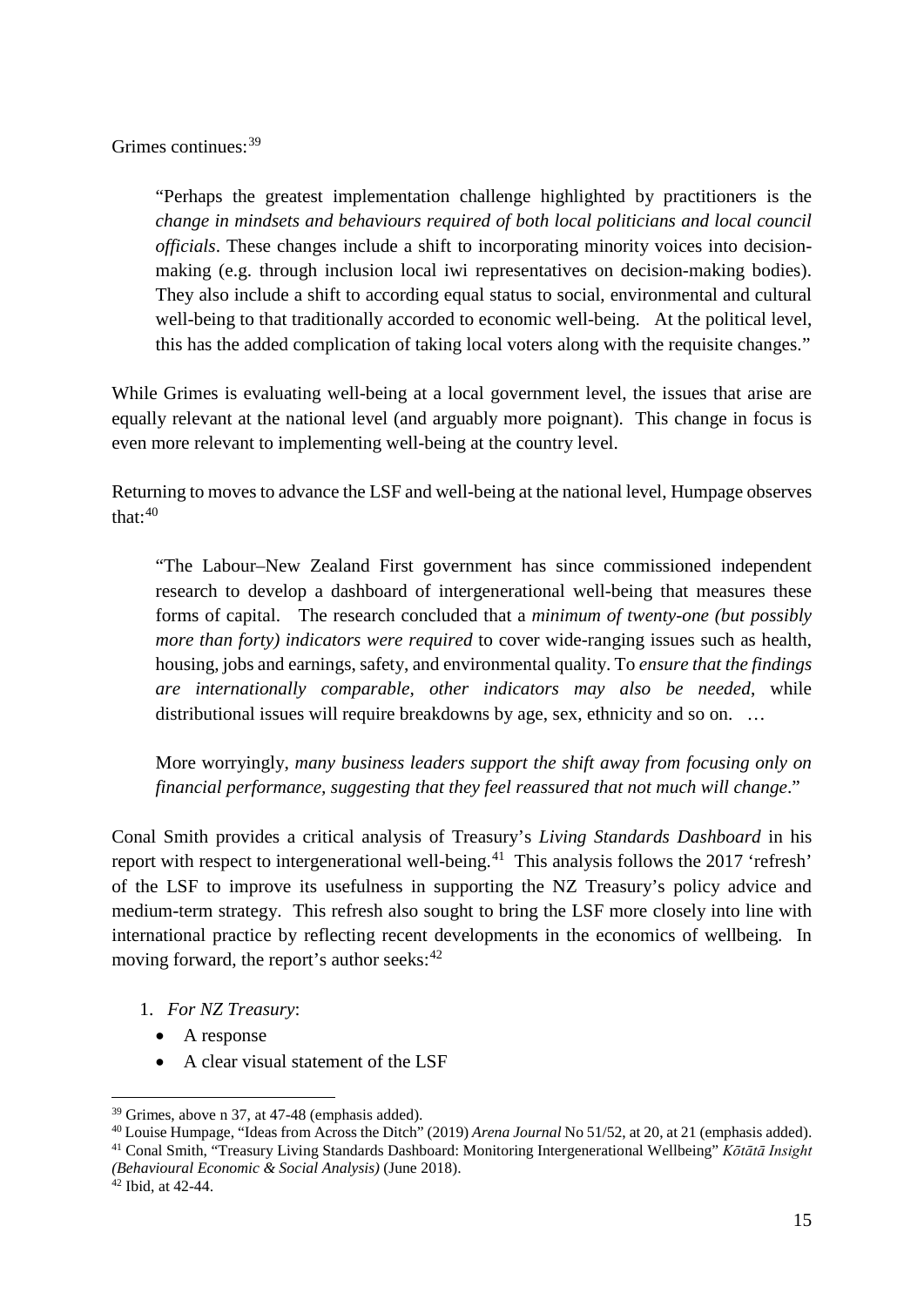Grimes continues:[39]

> "Perhaps the greatest implementation challenge highlighted by practitioners is the *change in mindsets and behaviours required of both local politicians and local council officials*. These changes include a shift to incorporating minority voices into decision-making (e.g. through inclusion local iwi representatives on decision-making bodies). They also include a shift to according equal status to social, environmental and cultural well-being to that traditionally accorded to economic well-being. At the political level, this has the added complication of taking local voters along with the requisite changes."

While Grimes is evaluating well-being at a local government level, the issues that arise are equally relevant at the national level (and arguably more poignant). This change in focus is even more relevant to implementing well-being at the country level.

Returning to moves to advance the LSF and well-being at the national level, Humpage observes that:[40]

> "The Labour–New Zealand First government has since commissioned independent research to develop a dashboard of intergenerational well-being that measures these forms of capital. The research concluded that a *minimum of twenty-one (but possibly more than forty) indicators were required* to cover wide-ranging issues such as health, housing, jobs and earnings, safety, and environmental quality. To *ensure that the findings are internationally comparable, other indicators may also be needed*, while distributional issues will require breakdowns by age, sex, ethnicity and so on. …
>
> More worryingly, *many business leaders support the shift away from focusing only on financial performance, suggesting that they feel reassured that not much will change*."

Conal Smith provides a critical analysis of Treasury's *Living Standards Dashboard* in his report with respect to intergenerational well-being.[41] This analysis follows the 2017 'refresh' of the LSF to improve its usefulness in supporting the NZ Treasury's policy advice and medium-term strategy. This refresh also sought to bring the LSF more closely into line with international practice by reflecting recent developments in the economics of wellbeing. In moving forward, the report's author seeks:[42]

1. *For NZ Treasury*:
   - A response
   - A clear visual statement of the LSF

---

[39] Grimes, above n 37, at 47-48 (emphasis added).

[40] Louise Humpage, "Ideas from Across the Ditch" (2019) *Arena Journal* No 51/52, at 20, at 21 (emphasis added).

[41] Conal Smith, "Treasury Living Standards Dashboard: Monitoring Intergenerational Wellbeing" *Kōtātā Insight (Behavioural Economic & Social Analysis)* (June 2018).

[42] Ibid, at 42-44.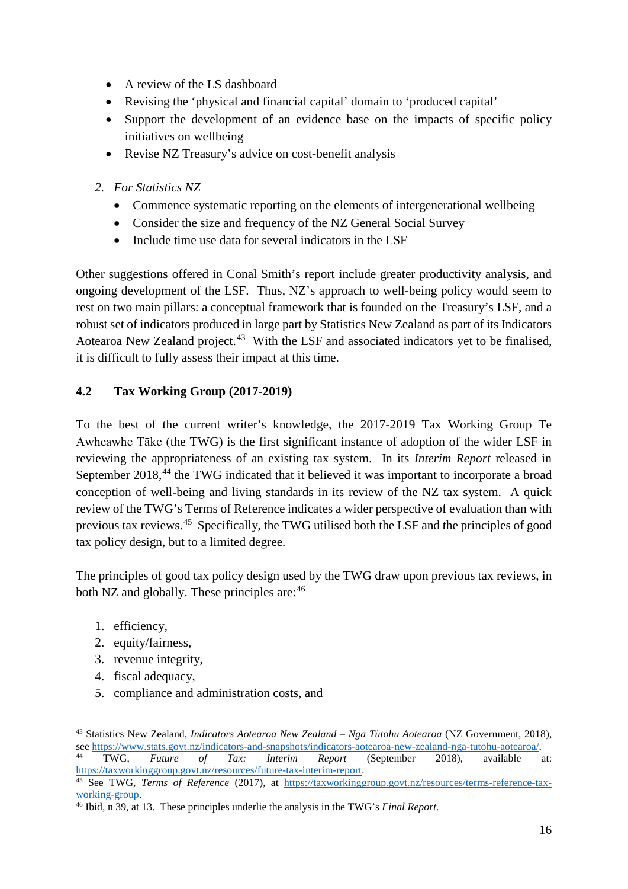- A review of the LS dashboard
- Revising the 'physical and financial capital' domain to 'produced capital'
- Support the development of an evidence base on the impacts of specific policy initiatives on wellbeing
- Revise NZ Treasury's advice on cost-benefit analysis

2. *For Statistics NZ*
   - Commence systematic reporting on the elements of intergenerational wellbeing
   - Consider the size and frequency of the NZ General Social Survey
   - Include time use data for several indicators in the LSF

Other suggestions offered in Conal Smith's report include greater productivity analysis, and ongoing development of the LSF. Thus, NZ's approach to well-being policy would seem to rest on two main pillars: a conceptual framework that is founded on the Treasury's LSF, and a robust set of indicators produced in large part by Statistics New Zealand as part of its Indicators Aotearoa New Zealand project.[43] With the LSF and associated indicators yet to be finalised, it is difficult to fully assess their impact at this time.

### 4.2 Tax Working Group (2017-2019)

To the best of the current writer's knowledge, the 2017-2019 Tax Working Group Te Awheawhe Tāke (the TWG) is the first significant instance of adoption of the wider LSF in reviewing the appropriateness of an existing tax system. In its *Interim Report* released in September 2018,[44] the TWG indicated that it believed it was important to incorporate a broad conception of well-being and living standards in its review of the NZ tax system. A quick review of the TWG's Terms of Reference indicates a wider perspective of evaluation than with previous tax reviews.[45] Specifically, the TWG utilised both the LSF and the principles of good tax policy design, but to a limited degree.

The principles of good tax policy design used by the TWG draw upon previous tax reviews, in both NZ and globally. These principles are:[46]

1. efficiency,
2. equity/fairness,
3. revenue integrity,
4. fiscal adequacy,
5. compliance and administration costs, and

---

[43] Statistics New Zealand, *Indicators Aotearoa New Zealand – Ngä Tütohu Aotearoa* (NZ Government, 2018), see https://www.stats.govt.nz/indicators-and-snapshots/indicators-aotearoa-new-zealand-nga-tutohu-aotearoa/.

[44] TWG, *Future of Tax: Interim Report* (September 2018), available at: https://taxworkinggroup.govt.nz/resources/future-tax-interim-report.

[45] See TWG, *Terms of Reference* (2017), at https://taxworkinggroup.govt.nz/resources/terms-reference-tax-working-group.

[46] Ibid, n 39, at 13. These principles underlie the analysis in the TWG's *Final Report*.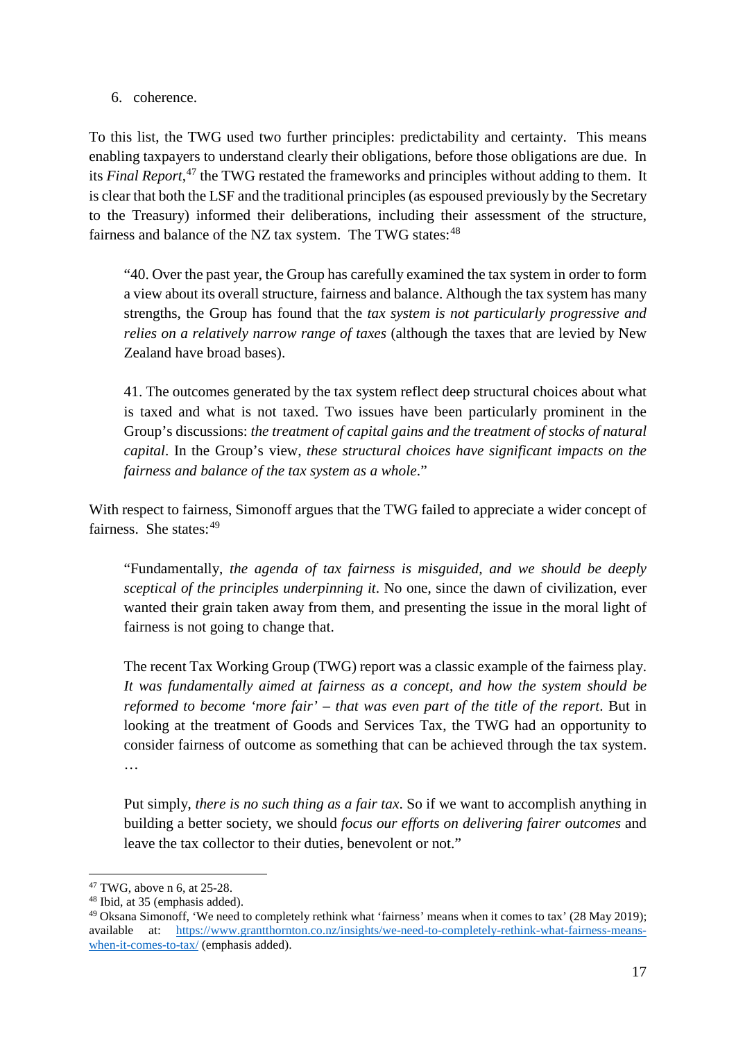6. coherence.

To this list, the TWG used two further principles: predictability and certainty. This means enabling taxpayers to understand clearly their obligations, before those obligations are due. In its *Final Report*,[47] the TWG restated the frameworks and principles without adding to them. It is clear that both the LSF and the traditional principles (as espoused previously by the Secretary to the Treasury) informed their deliberations, including their assessment of the structure, fairness and balance of the NZ tax system. The TWG states:[48]

> "40. Over the past year, the Group has carefully examined the tax system in order to form a view about its overall structure, fairness and balance. Although the tax system has many strengths, the Group has found that the *tax system is not particularly progressive and relies on a relatively narrow range of taxes* (although the taxes that are levied by New Zealand have broad bases).
>
> 41. The outcomes generated by the tax system reflect deep structural choices about what is taxed and what is not taxed. Two issues have been particularly prominent in the Group's discussions: *the treatment of capital gains and the treatment of stocks of natural capital*. In the Group's view, *these structural choices have significant impacts on the fairness and balance of the tax system as a whole*."

With respect to fairness, Simonoff argues that the TWG failed to appreciate a wider concept of fairness. She states:[49]

> "Fundamentally, *the agenda of tax fairness is misguided, and we should be deeply sceptical of the principles underpinning it*. No one, since the dawn of civilization, ever wanted their grain taken away from them, and presenting the issue in the moral light of fairness is not going to change that.
>
> The recent Tax Working Group (TWG) report was a classic example of the fairness play. *It was fundamentally aimed at fairness as a concept, and how the system should be reformed to become 'more fair' – that was even part of the title of the report*. But in looking at the treatment of Goods and Services Tax, the TWG had an opportunity to consider fairness of outcome as something that can be achieved through the tax system. …
>
> Put simply, *there is no such thing as a fair tax*. So if we want to accomplish anything in building a better society, we should *focus our efforts on delivering fairer outcomes* and leave the tax collector to their duties, benevolent or not."

---

[47] TWG, above n 6, at 25-28.

[48] Ibid, at 35 (emphasis added).

[49] Oksana Simonoff, 'We need to completely rethink what 'fairness' means when it comes to tax' (28 May 2019); available at: https://www.grantthornton.co.nz/insights/we-need-to-completely-rethink-what-fairness-means-when-it-comes-to-tax/ (emphasis added).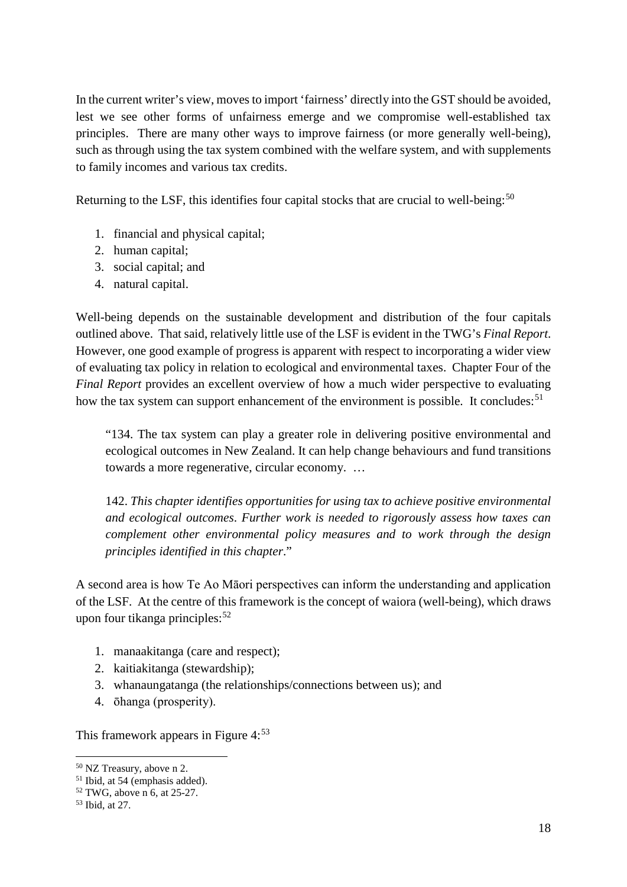In the current writer's view, moves to import 'fairness' directly into the GST should be avoided, lest we see other forms of unfairness emerge and we compromise well-established tax principles. There are many other ways to improve fairness (or more generally well-being), such as through using the tax system combined with the welfare system, and with supplements to family incomes and various tax credits.

Returning to the LSF, this identifies four capital stocks that are crucial to well-being:[50]

1. financial and physical capital;
2. human capital;
3. social capital; and
4. natural capital.

Well-being depends on the sustainable development and distribution of the four capitals outlined above. That said, relatively little use of the LSF is evident in the TWG's *Final Report*. However, one good example of progress is apparent with respect to incorporating a wider view of evaluating tax policy in relation to ecological and environmental taxes. Chapter Four of the *Final Report* provides an excellent overview of how a much wider perspective to evaluating how the tax system can support enhancement of the environment is possible. It concludes:[51]

> "134. The tax system can play a greater role in delivering positive environmental and ecological outcomes in New Zealand. It can help change behaviours and fund transitions towards a more regenerative, circular economy. …
>
> 142. *This chapter identifies opportunities for using tax to achieve positive environmental and ecological outcomes. Further work is needed to rigorously assess how taxes can complement other environmental policy measures and to work through the design principles identified in this chapter*."

A second area is how Te Ao Māori perspectives can inform the understanding and application of the LSF. At the centre of this framework is the concept of waiora (well-being), which draws upon four tikanga principles:[52]

1. manaakitanga (care and respect);
2. kaitiakitanga (stewardship);
3. whanaungatanga (the relationships/connections between us); and
4. ōhanga (prosperity).

This framework appears in Figure 4:[53]

---

[50] NZ Treasury, above n 2.

[51] Ibid, at 54 (emphasis added).

[52] TWG, above n 6, at 25-27.

[53] Ibid, at 27.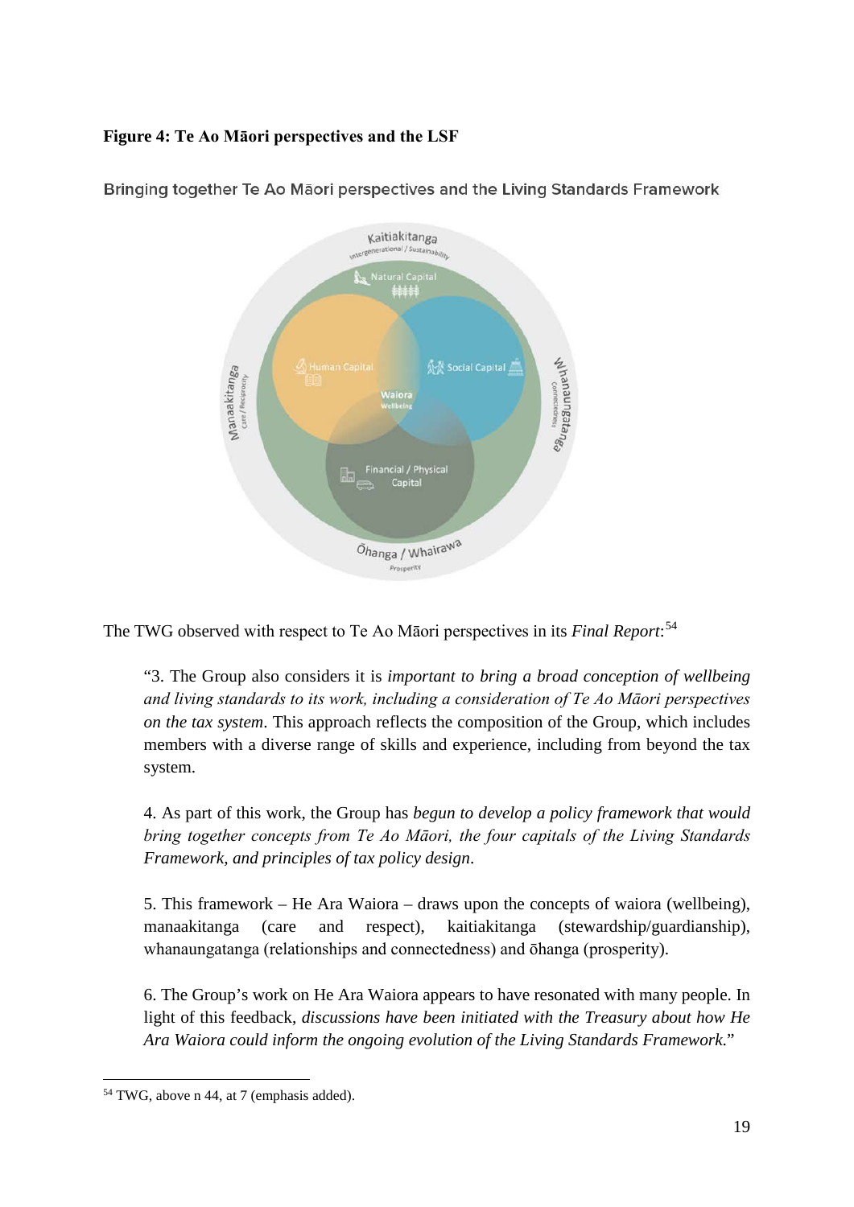**Figure 4: Te Ao Māori perspectives and the LSF**

Bringing together Te Ao Māori perspectives and the Living Standards Framework

The TWG observed with respect to Te Ao Māori perspectives in its *Final Report*:[54]

> "3. The Group also considers it is *important to bring a broad conception of wellbeing and living standards to its work, including a consideration of Te Ao Māori perspectives on the tax system*. This approach reflects the composition of the Group, which includes members with a diverse range of skills and experience, including from beyond the tax system.
>
> 4. As part of this work, the Group has *begun to develop a policy framework that would bring together concepts from Te Ao Māori, the four capitals of the Living Standards Framework, and principles of tax policy design*.
>
> 5. This framework – He Ara Waiora – draws upon the concepts of waiora (wellbeing), manaakitanga (care and respect), kaitiakitanga (stewardship/guardianship), whanaungatanga (relationships and connectedness) and ōhanga (prosperity).
>
> 6. The Group's work on He Ara Waiora appears to have resonated with many people. In light of this feedback, *discussions have been initiated with the Treasury about how He Ara Waiora could inform the ongoing evolution of the Living Standards Framework*."

---

[54] TWG, above n 44, at 7 (emphasis added).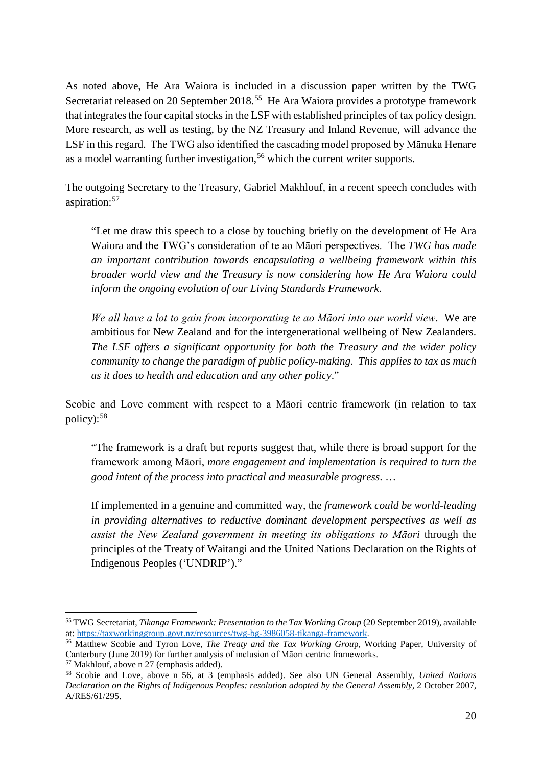As noted above, He Ara Waiora is included in a discussion paper written by the TWG Secretariat released on 20 September 2018.[55] He Ara Waiora provides a prototype framework that integrates the four capital stocks in the LSF with established principles of tax policy design. More research, as well as testing, by the NZ Treasury and Inland Revenue, will advance the LSF in this regard. The TWG also identified the cascading model proposed by Mānuka Henare as a model warranting further investigation,[56] which the current writer supports.

The outgoing Secretary to the Treasury, Gabriel Makhlouf, in a recent speech concludes with aspiration:[57]

> "Let me draw this speech to a close by touching briefly on the development of He Ara Waiora and the TWG's consideration of te ao Māori perspectives. The *TWG has made an important contribution towards encapsulating a wellbeing framework within this broader world view and the Treasury is now considering how He Ara Waiora could inform the ongoing evolution of our Living Standards Framework.*
>
> *We all have a lot to gain from incorporating te ao Māori into our world view*. We are ambitious for New Zealand and for the intergenerational wellbeing of New Zealanders. *The LSF offers a significant opportunity for both the Treasury and the wider policy community to change the paradigm of public policy-making. This applies to tax as much as it does to health and education and any other policy*."

Scobie and Love comment with respect to a Māori centric framework (in relation to tax policy):[58]

> "The framework is a draft but reports suggest that, while there is broad support for the framework among Māori, *more engagement and implementation is required to turn the good intent of the process into practical and measurable progress*. …
>
> If implemented in a genuine and committed way, the *framework could be world-leading in providing alternatives to reductive dominant development perspectives as well as assist the New Zealand government in meeting its obligations to Māori* through the principles of the Treaty of Waitangi and the United Nations Declaration on the Rights of Indigenous Peoples ('UNDRIP')."

---

[55] TWG Secretariat, *Tikanga Framework: Presentation to the Tax Working Group* (20 September 2019), available at: https://taxworkinggroup.govt.nz/resources/twg-bg-3986058-tikanga-framework.

[56] Matthew Scobie and Tyron Love, *The Treaty and the Tax Working Group*, Working Paper, University of Canterbury (June 2019) for further analysis of inclusion of Māori centric frameworks.

[57] Makhlouf, above n 27 (emphasis added).

[58] Scobie and Love, above n 56, at 3 (emphasis added). See also UN General Assembly, *United Nations Declaration on the Rights of Indigenous Peoples: resolution adopted by the General Assembly*, 2 October 2007, A/RES/61/295.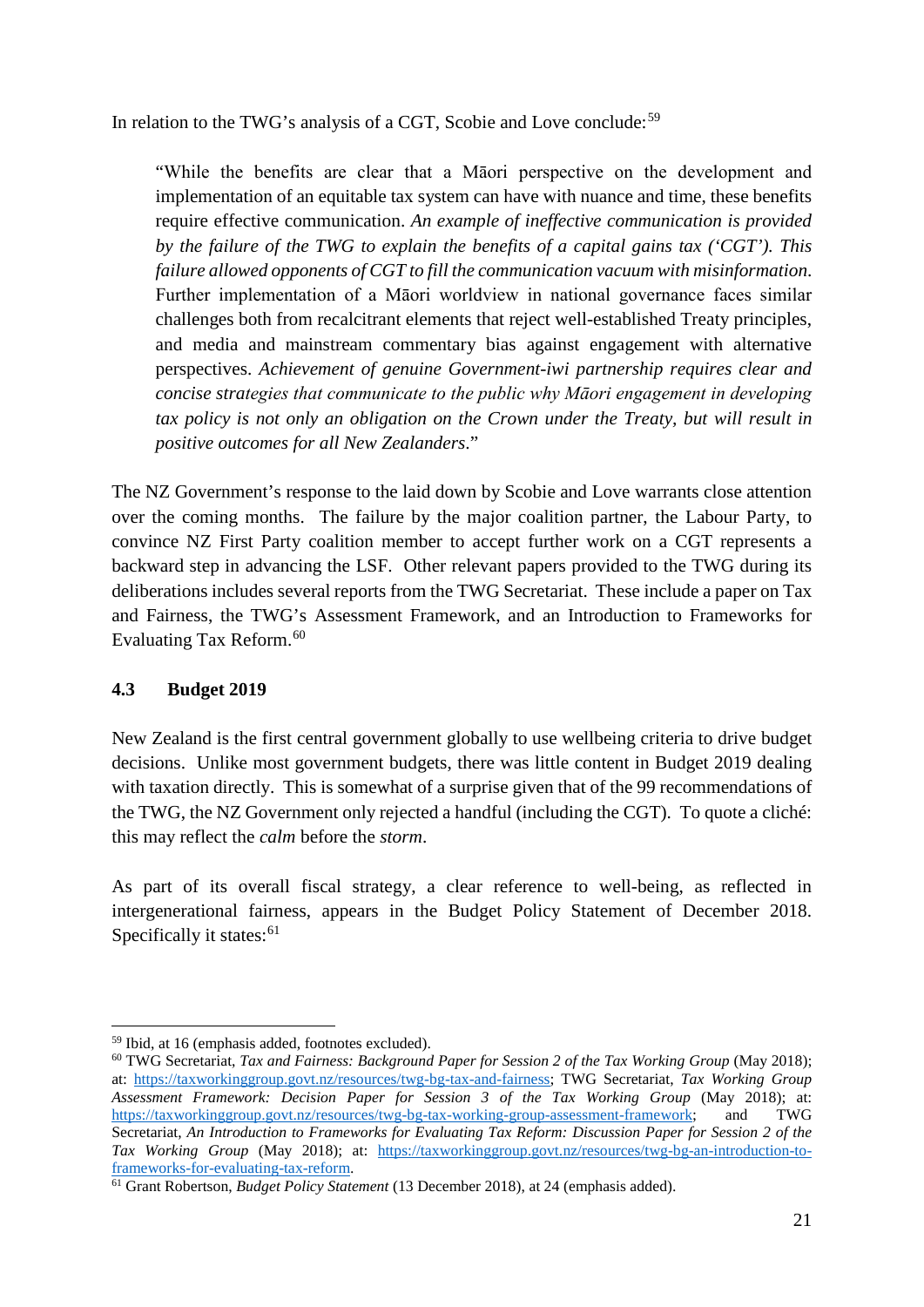In relation to the TWG's analysis of a CGT, Scobie and Love conclude:[59]

> "While the benefits are clear that a Māori perspective on the development and implementation of an equitable tax system can have with nuance and time, these benefits require effective communication. *An example of ineffective communication is provided by the failure of the TWG to explain the benefits of a capital gains tax ('CGT'). This failure allowed opponents of CGT to fill the communication vacuum with misinformation.* Further implementation of a Māori worldview in national governance faces similar challenges both from recalcitrant elements that reject well-established Treaty principles, and media and mainstream commentary bias against engagement with alternative perspectives. *Achievement of genuine Government-iwi partnership requires clear and concise strategies that communicate to the public why Māori engagement in developing tax policy is not only an obligation on the Crown under the Treaty, but will result in positive outcomes for all New Zealanders.*"

The NZ Government's response to the laid down by Scobie and Love warrants close attention over the coming months. The failure by the major coalition partner, the Labour Party, to convince NZ First Party coalition member to accept further work on a CGT represents a backward step in advancing the LSF. Other relevant papers provided to the TWG during its deliberations includes several reports from the TWG Secretariat. These include a paper on Tax and Fairness, the TWG's Assessment Framework, and an Introduction to Frameworks for Evaluating Tax Reform.[60]

### 4.3 Budget 2019

New Zealand is the first central government globally to use wellbeing criteria to drive budget decisions. Unlike most government budgets, there was little content in Budget 2019 dealing with taxation directly. This is somewhat of a surprise given that of the 99 recommendations of the TWG, the NZ Government only rejected a handful (including the CGT). To quote a cliché: this may reflect the *calm* before the *storm*.

As part of its overall fiscal strategy, a clear reference to well-being, as reflected in intergenerational fairness, appears in the Budget Policy Statement of December 2018. Specifically it states:[61]

---

[59] Ibid, at 16 (emphasis added, footnotes excluded).

[60] TWG Secretariat, *Tax and Fairness: Background Paper for Session 2 of the Tax Working Group* (May 2018); at: https://taxworkinggroup.govt.nz/resources/twg-bg-tax-and-fairness; TWG Secretariat, *Tax Working Group Assessment Framework: Decision Paper for Session 3 of the Tax Working Group* (May 2018); at: https://taxworkinggroup.govt.nz/resources/twg-bg-tax-working-group-assessment-framework; and TWG Secretariat, *An Introduction to Frameworks for Evaluating Tax Reform: Discussion Paper for Session 2 of the Tax Working Group* (May 2018); at: https://taxworkinggroup.govt.nz/resources/twg-bg-an-introduction-to-frameworks-for-evaluating-tax-reform.

[61] Grant Robertson, *Budget Policy Statement* (13 December 2018), at 24 (emphasis added).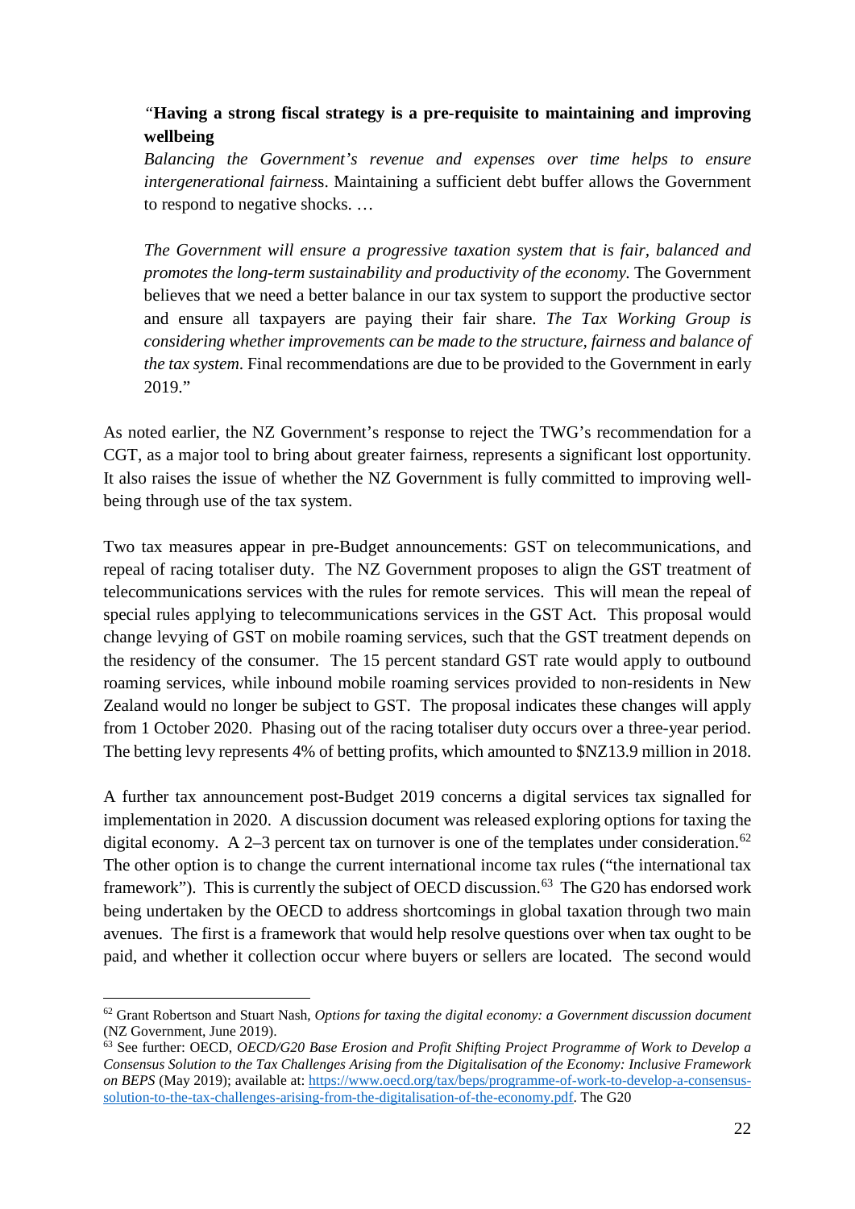"**Having a strong fiscal strategy is a pre-requisite to maintaining and improving wellbeing**
*Balancing the Government's revenue and expenses over time helps to ensure intergenerational fairness*. Maintaining a sufficient debt buffer allows the Government to respond to negative shocks. …

*The Government will ensure a progressive taxation system that is fair, balanced and promotes the long-term sustainability and productivity of the economy.* The Government believes that we need a better balance in our tax system to support the productive sector and ensure all taxpayers are paying their fair share. *The Tax Working Group is considering whether improvements can be made to the structure, fairness and balance of the tax system*. Final recommendations are due to be provided to the Government in early 2019."

As noted earlier, the NZ Government's response to reject the TWG's recommendation for a CGT, as a major tool to bring about greater fairness, represents a significant lost opportunity. It also raises the issue of whether the NZ Government is fully committed to improving well-being through use of the tax system.

Two tax measures appear in pre-Budget announcements: GST on telecommunications, and repeal of racing totaliser duty. The NZ Government proposes to align the GST treatment of telecommunications services with the rules for remote services. This will mean the repeal of special rules applying to telecommunications services in the GST Act. This proposal would change levying of GST on mobile roaming services, such that the GST treatment depends on the residency of the consumer. The 15 percent standard GST rate would apply to outbound roaming services, while inbound mobile roaming services provided to non-residents in New Zealand would no longer be subject to GST. The proposal indicates these changes will apply from 1 October 2020. Phasing out of the racing totaliser duty occurs over a three-year period. The betting levy represents 4% of betting profits, which amounted to $NZ13.9 million in 2018.

A further tax announcement post-Budget 2019 concerns a digital services tax signalled for implementation in 2020. A discussion document was released exploring options for taxing the digital economy. A 2–3 percent tax on turnover is one of the templates under consideration.[62] The other option is to change the current international income tax rules ("the international tax framework"). This is currently the subject of OECD discussion.[63] The G20 has endorsed work being undertaken by the OECD to address shortcomings in global taxation through two main avenues. The first is a framework that would help resolve questions over when tax ought to be paid, and whether it collection occur where buyers or sellers are located. The second would

[62] Grant Robertson and Stuart Nash, *Options for taxing the digital economy: a Government discussion document* (NZ Government, June 2019).

[63] See further: OECD, *OECD/G20 Base Erosion and Profit Shifting Project Programme of Work to Develop a Consensus Solution to the Tax Challenges Arising from the Digitalisation of the Economy: Inclusive Framework on BEPS* (May 2019); available at: https://www.oecd.org/tax/beps/programme-of-work-to-develop-a-consensus-solution-to-the-tax-challenges-arising-from-the-digitalisation-of-the-economy.pdf. The G20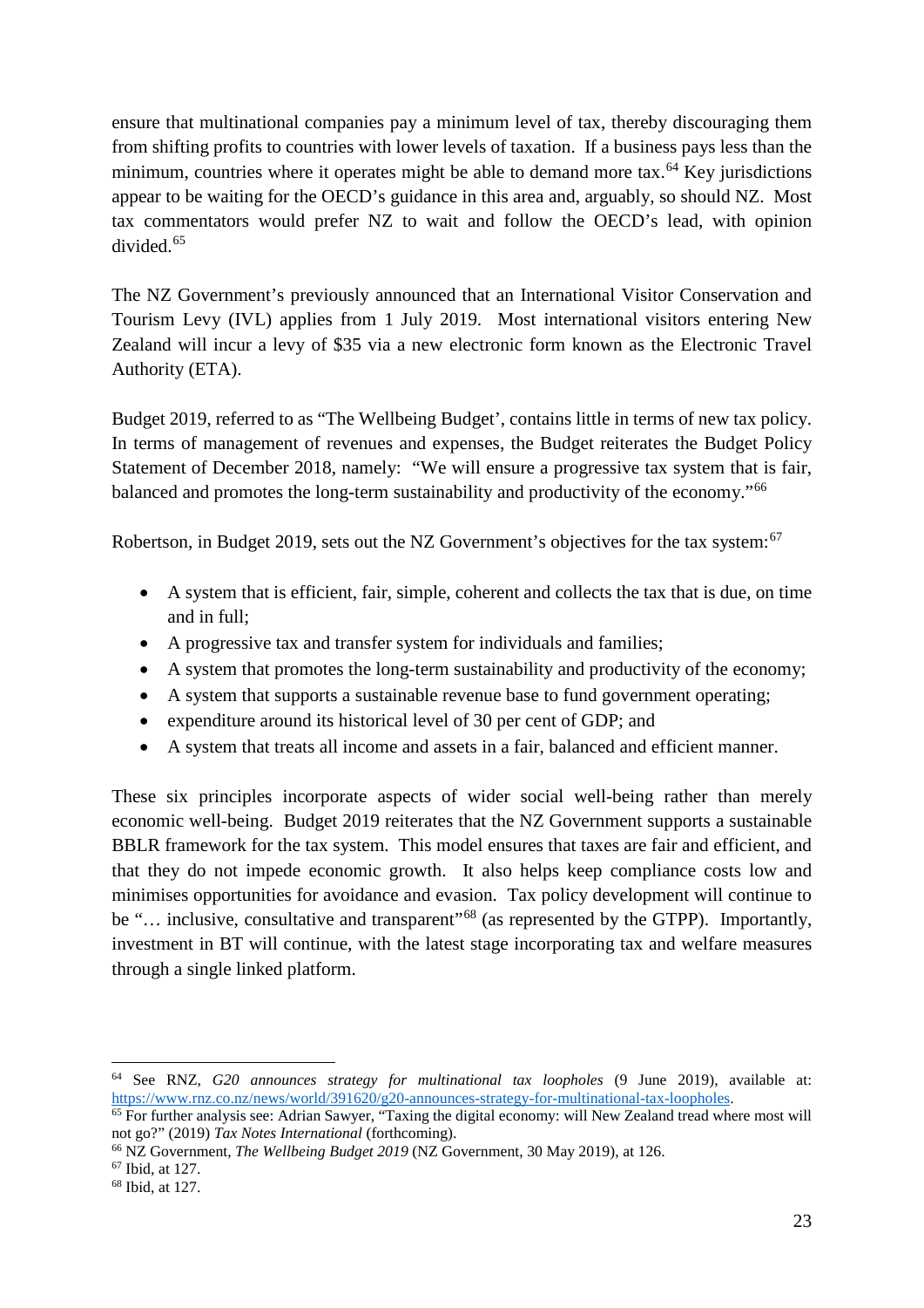ensure that multinational companies pay a minimum level of tax, thereby discouraging them from shifting profits to countries with lower levels of taxation. If a business pays less than the minimum, countries where it operates might be able to demand more tax.[64] Key jurisdictions appear to be waiting for the OECD's guidance in this area and, arguably, so should NZ. Most tax commentators would prefer NZ to wait and follow the OECD's lead, with opinion divided.[65]

The NZ Government's previously announced that an International Visitor Conservation and Tourism Levy (IVL) applies from 1 July 2019. Most international visitors entering New Zealand will incur a levy of $35 via a new electronic form known as the Electronic Travel Authority (ETA).

Budget 2019, referred to as "The Wellbeing Budget', contains little in terms of new tax policy. In terms of management of revenues and expenses, the Budget reiterates the Budget Policy Statement of December 2018, namely: "We will ensure a progressive tax system that is fair, balanced and promotes the long-term sustainability and productivity of the economy."[66]

Robertson, in Budget 2019, sets out the NZ Government's objectives for the tax system:[67]

- A system that is efficient, fair, simple, coherent and collects the tax that is due, on time and in full;
- A progressive tax and transfer system for individuals and families;
- A system that promotes the long-term sustainability and productivity of the economy;
- A system that supports a sustainable revenue base to fund government operating;
- expenditure around its historical level of 30 per cent of GDP; and
- A system that treats all income and assets in a fair, balanced and efficient manner.

These six principles incorporate aspects of wider social well-being rather than merely economic well-being. Budget 2019 reiterates that the NZ Government supports a sustainable BBLR framework for the tax system. This model ensures that taxes are fair and efficient, and that they do not impede economic growth. It also helps keep compliance costs low and minimises opportunities for avoidance and evasion. Tax policy development will continue to be "… inclusive, consultative and transparent"[68] (as represented by the GTPP). Importantly, investment in BT will continue, with the latest stage incorporating tax and welfare measures through a single linked platform.

---

[64] See RNZ, *G20 announces strategy for multinational tax loopholes* (9 June 2019), available at: https://www.rnz.co.nz/news/world/391620/g20-announces-strategy-for-multinational-tax-loopholes.

[65] For further analysis see: Adrian Sawyer, "Taxing the digital economy: will New Zealand tread where most will not go?" (2019) *Tax Notes International* (forthcoming).

[66] NZ Government, *The Wellbeing Budget 2019* (NZ Government, 30 May 2019), at 126.

[67] Ibid, at 127.

[68] Ibid, at 127.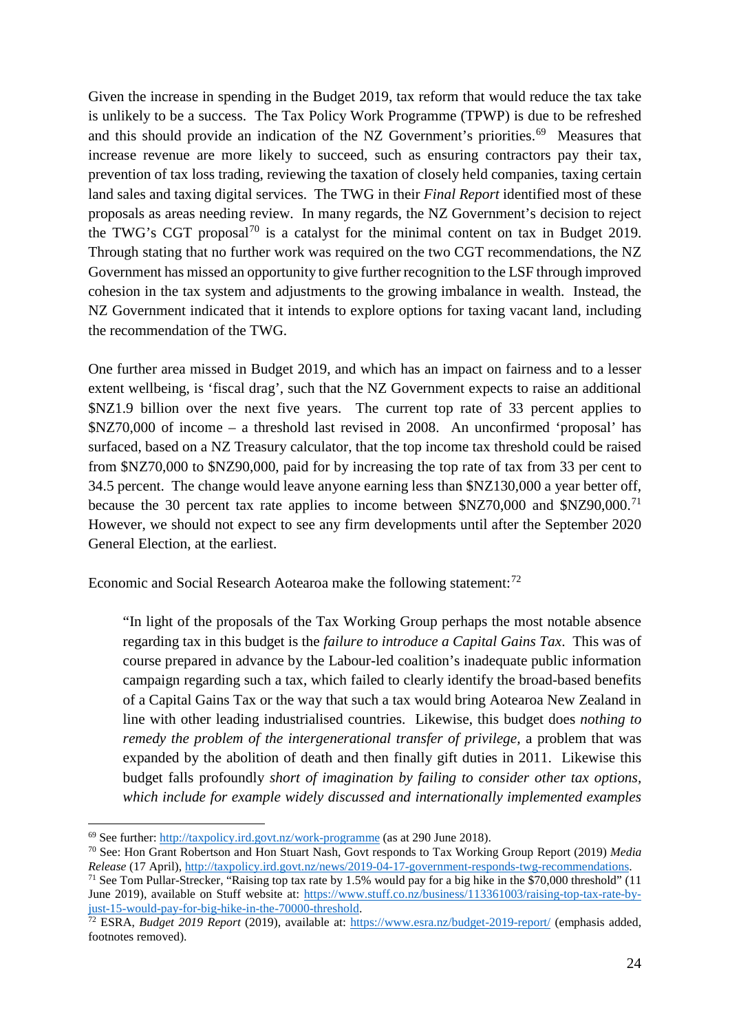Given the increase in spending in the Budget 2019, tax reform that would reduce the tax take is unlikely to be a success. The Tax Policy Work Programme (TPWP) is due to be refreshed and this should provide an indication of the NZ Government's priorities.[69] Measures that increase revenue are more likely to succeed, such as ensuring contractors pay their tax, prevention of tax loss trading, reviewing the taxation of closely held companies, taxing certain land sales and taxing digital services. The TWG in their *Final Report* identified most of these proposals as areas needing review. In many regards, the NZ Government's decision to reject the TWG's CGT proposal[70] is a catalyst for the minimal content on tax in Budget 2019. Through stating that no further work was required on the two CGT recommendations, the NZ Government has missed an opportunity to give further recognition to the LSF through improved cohesion in the tax system and adjustments to the growing imbalance in wealth. Instead, the NZ Government indicated that it intends to explore options for taxing vacant land, including the recommendation of the TWG.

One further area missed in Budget 2019, and which has an impact on fairness and to a lesser extent wellbeing, is 'fiscal drag', such that the NZ Government expects to raise an additional $NZ1.9 billion over the next five years. The current top rate of 33 percent applies to $NZ70,000 of income – a threshold last revised in 2008. An unconfirmed 'proposal' has surfaced, based on a NZ Treasury calculator, that the top income tax threshold could be raised from $NZ70,000 to $NZ90,000, paid for by increasing the top rate of tax from 33 per cent to 34.5 percent. The change would leave anyone earning less than $NZ130,000 a year better off, because the 30 percent tax rate applies to income between $NZ70,000 and $NZ90,000.[71] However, we should not expect to see any firm developments until after the September 2020 General Election, at the earliest.

Economic and Social Research Aotearoa make the following statement:[72]

> "In light of the proposals of the Tax Working Group perhaps the most notable absence regarding tax in this budget is the *failure to introduce a Capital Gains Tax*. This was of course prepared in advance by the Labour-led coalition's inadequate public information campaign regarding such a tax, which failed to clearly identify the broad-based benefits of a Capital Gains Tax or the way that such a tax would bring Aotearoa New Zealand in line with other leading industrialised countries. Likewise, this budget does *nothing to remedy the problem of the intergenerational transfer of privilege*, a problem that was expanded by the abolition of death and then finally gift duties in 2011. Likewise this budget falls profoundly *short of imagination by failing to consider other tax options, which include for example widely discussed and internationally implemented examples*

---

[69] See further: http://taxpolicy.ird.govt.nz/work-programme (as at 290 June 2018).

[70] See: Hon Grant Robertson and Hon Stuart Nash, Govt responds to Tax Working Group Report (2019) *Media Release* (17 April), http://taxpolicy.ird.govt.nz/news/2019-04-17-government-responds-twg-recommendations.

[71] See Tom Pullar-Strecker, "Raising top tax rate by 1.5% would pay for a big hike in the $70,000 threshold" (11 June 2019), available on Stuff website at: https://www.stuff.co.nz/business/113361003/raising-top-tax-rate-by-just-15-would-pay-for-big-hike-in-the-70000-threshold.

[72] ESRA, *Budget 2019 Report* (2019), available at: https://www.esra.nz/budget-2019-report/ (emphasis added, footnotes removed).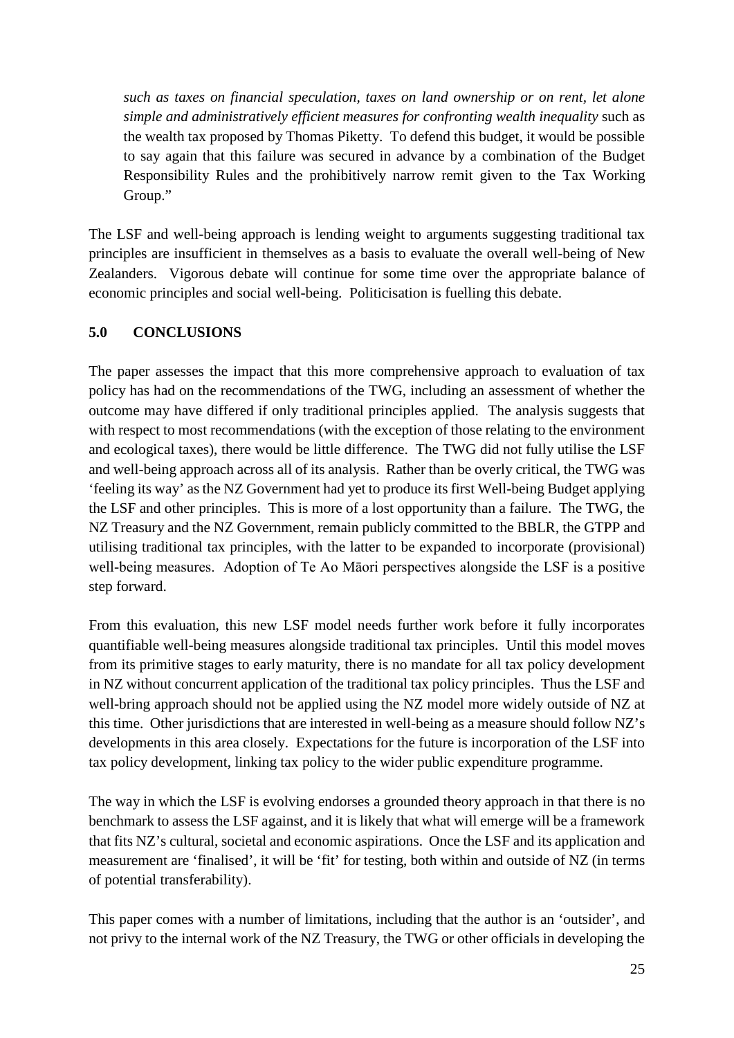*such as taxes on financial speculation, taxes on land ownership or on rent, let alone simple and administratively efficient measures for confronting wealth inequality* such as the wealth tax proposed by Thomas Piketty. To defend this budget, it would be possible to say again that this failure was secured in advance by a combination of the Budget Responsibility Rules and the prohibitively narrow remit given to the Tax Working Group."

The LSF and well-being approach is lending weight to arguments suggesting traditional tax principles are insufficient in themselves as a basis to evaluate the overall well-being of New Zealanders. Vigorous debate will continue for some time over the appropriate balance of economic principles and social well-being. Politicisation is fuelling this debate.

## 5.0 CONCLUSIONS

The paper assesses the impact that this more comprehensive approach to evaluation of tax policy has had on the recommendations of the TWG, including an assessment of whether the outcome may have differed if only traditional principles applied. The analysis suggests that with respect to most recommendations (with the exception of those relating to the environment and ecological taxes), there would be little difference. The TWG did not fully utilise the LSF and well-being approach across all of its analysis. Rather than be overly critical, the TWG was 'feeling its way' as the NZ Government had yet to produce its first Well-being Budget applying the LSF and other principles. This is more of a lost opportunity than a failure. The TWG, the NZ Treasury and the NZ Government, remain publicly committed to the BBLR, the GTPP and utilising traditional tax principles, with the latter to be expanded to incorporate (provisional) well-being measures. Adoption of Te Ao Māori perspectives alongside the LSF is a positive step forward.

From this evaluation, this new LSF model needs further work before it fully incorporates quantifiable well-being measures alongside traditional tax principles. Until this model moves from its primitive stages to early maturity, there is no mandate for all tax policy development in NZ without concurrent application of the traditional tax policy principles. Thus the LSF and well-bring approach should not be applied using the NZ model more widely outside of NZ at this time. Other jurisdictions that are interested in well-being as a measure should follow NZ's developments in this area closely. Expectations for the future is incorporation of the LSF into tax policy development, linking tax policy to the wider public expenditure programme.

The way in which the LSF is evolving endorses a grounded theory approach in that there is no benchmark to assess the LSF against, and it is likely that what will emerge will be a framework that fits NZ's cultural, societal and economic aspirations. Once the LSF and its application and measurement are 'finalised', it will be 'fit' for testing, both within and outside of NZ (in terms of potential transferability).

This paper comes with a number of limitations, including that the author is an 'outsider', and not privy to the internal work of the NZ Treasury, the TWG or other officials in developing the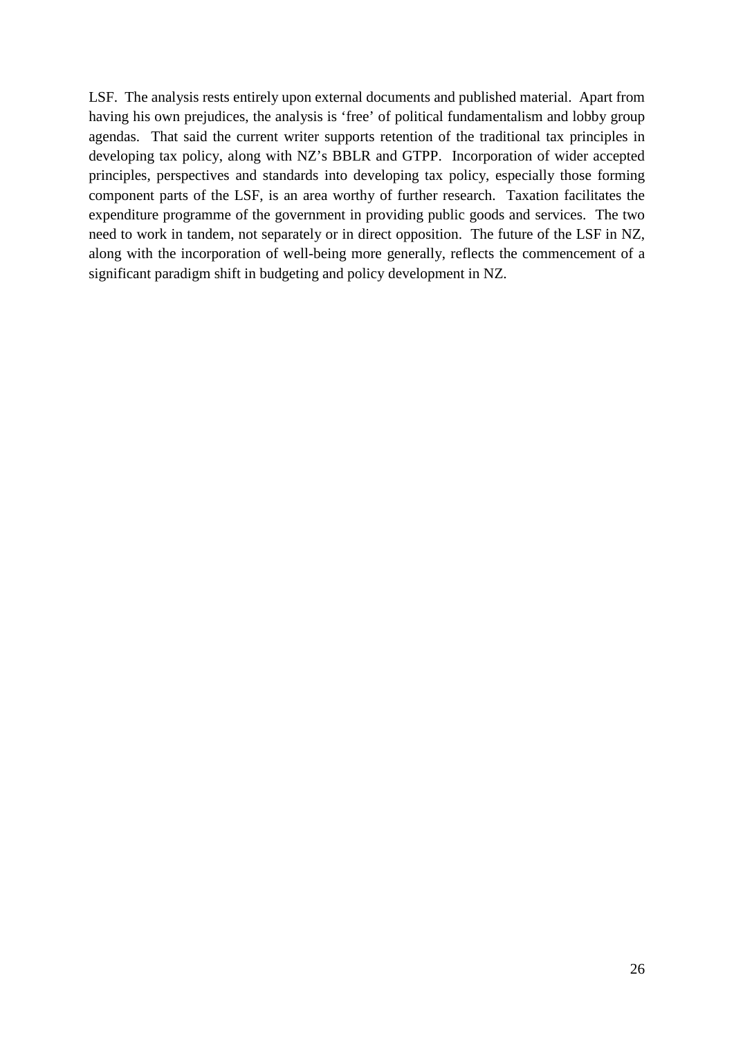LSF. The analysis rests entirely upon external documents and published material. Apart from having his own prejudices, the analysis is 'free' of political fundamentalism and lobby group agendas. That said the current writer supports retention of the traditional tax principles in developing tax policy, along with NZ's BBLR and GTPP. Incorporation of wider accepted principles, perspectives and standards into developing tax policy, especially those forming component parts of the LSF, is an area worthy of further research. Taxation facilitates the expenditure programme of the government in providing public goods and services. The two need to work in tandem, not separately or in direct opposition. The future of the LSF in NZ, along with the incorporation of well-being more generally, reflects the commencement of a significant paradigm shift in budgeting and policy development in NZ.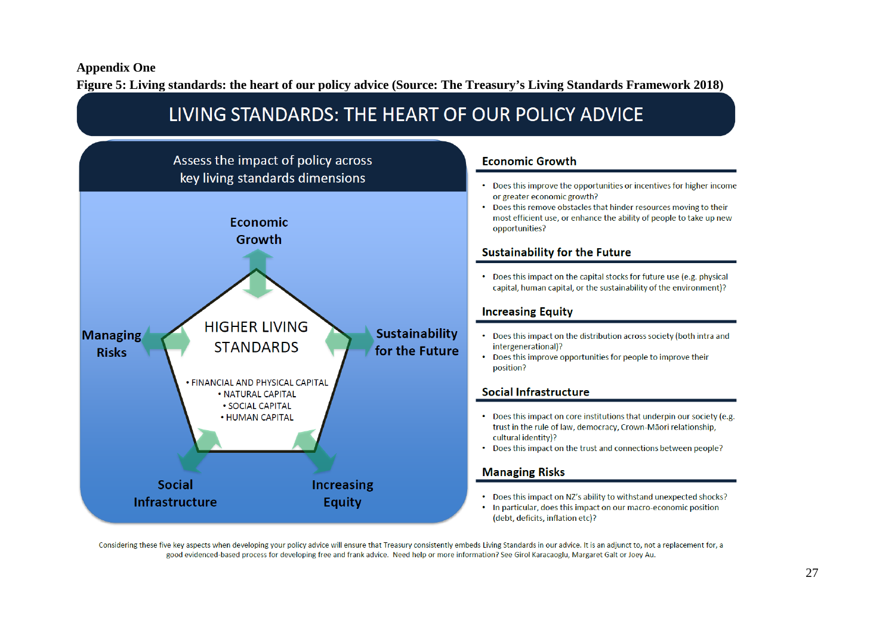**Appendix One**

**Figure 5: Living standards: the heart of our policy advice (Source: The Treasury's Living Standards Framework 2018)**

# LIVING STANDARDS: THE HEART OF OUR POLICY ADVICE

Assess the impact of policy across key living standards dimensions

Economic Growth

Managing Risks

Sustainability for the Future

HIGHER LIVING STANDARDS

- FINANCIAL AND PHYSICAL CAPITAL
- NATURAL CAPITAL
- SOCIAL CAPITAL
- HUMAN CAPITAL

Social Infrastructure

Increasing Equity

## Economic Growth

- Does this improve the opportunities or incentives for higher income or greater economic growth?
- Does this remove obstacles that hinder resources moving to their most efficient use, or enhance the ability of people to take up new opportunities?

## Sustainability for the Future

- Does this impact on the capital stocks for future use (e.g. physical capital, human capital, or the sustainability of the environment)?

## Increasing Equity

- Does this impact on the distribution across society (both intra and intergenerational)?
- Does this improve opportunities for people to improve their position?

## Social Infrastructure

- Does this impact on core institutions that underpin our society (e.g. trust in the rule of law, democracy, Crown-Māori relationship, cultural identity)?
- Does this impact on the trust and connections between people?

## Managing Risks

- Does this impact on NZ's ability to withstand unexpected shocks?
- In particular, does this impact on our macro-economic position (debt, deficits, inflation etc)?

Considering these five key aspects when developing your policy advice will ensure that Treasury consistently embeds Living Standards in our advice. It is an adjunct to, not a replacement for, a good evidenced-based process for developing free and frank advice. Need help or more information? See Girol Karacaoglu, Margaret Galt or Joey Au.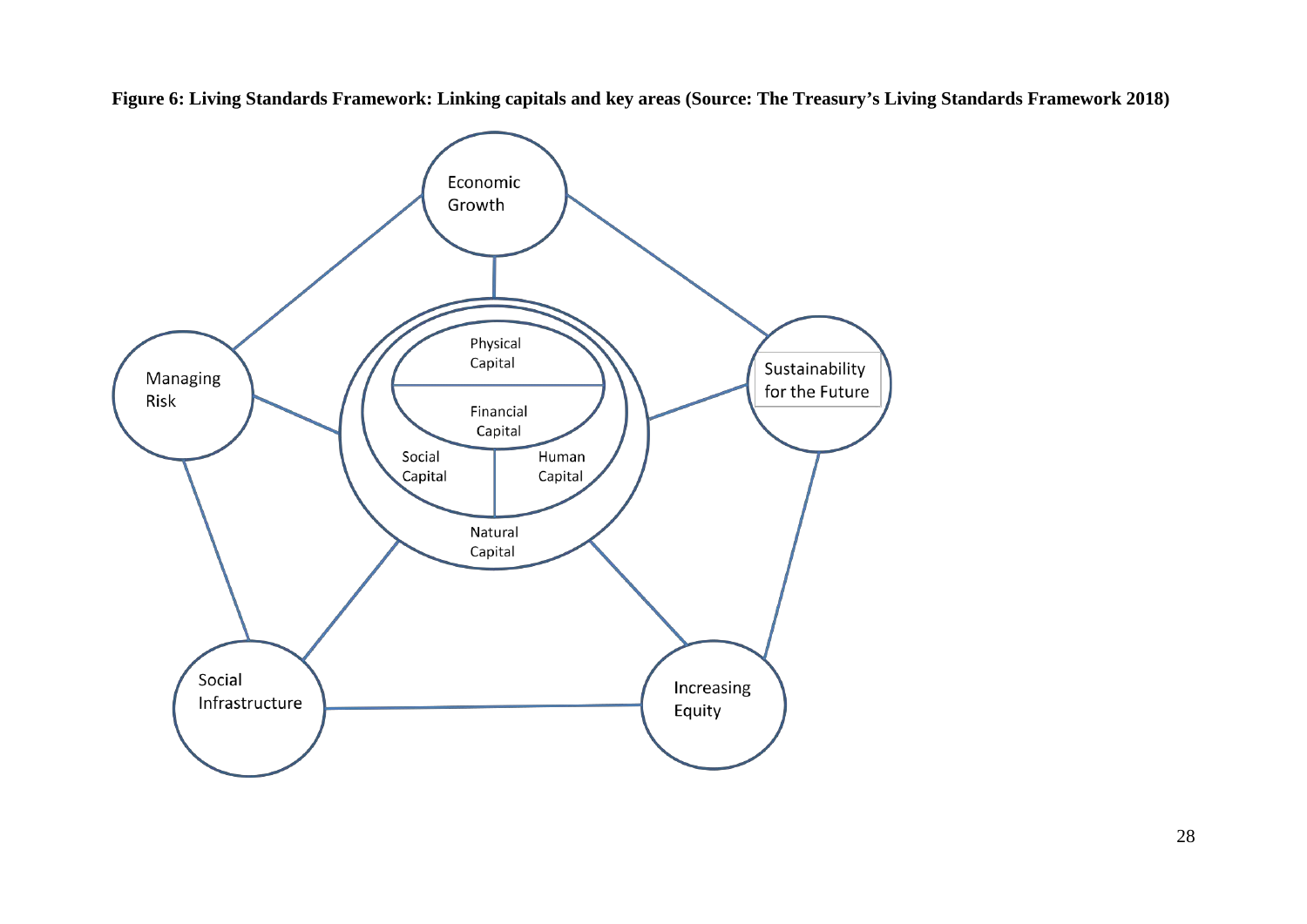**Figure 6: Living Standards Framework: Linking capitals and key areas (Source: The Treasury's Living Standards Framework 2018)**

Economic Growth

Managing Risk

Sustainability for the Future

Physical Capital

Financial Capital

Social Capital

Human Capital

Natural Capital

Social Infrastructure

Increasing Equity